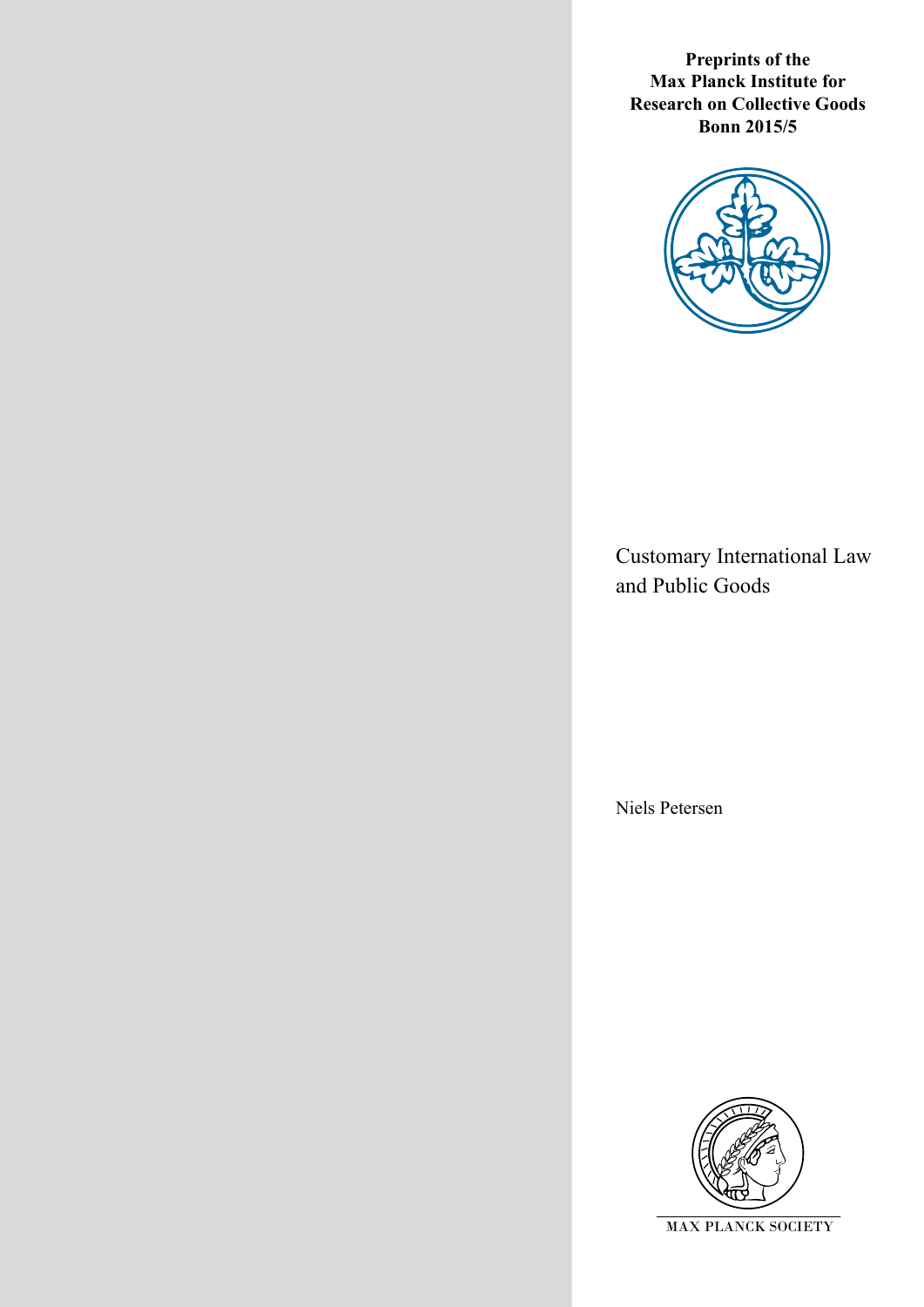**Preprints of the Max Planck Institute for Research on Collective Goods Bonn 2015/5**

# Customary International Law and Public Goods

Niels Petersen

MAX PLANCK SOCIETY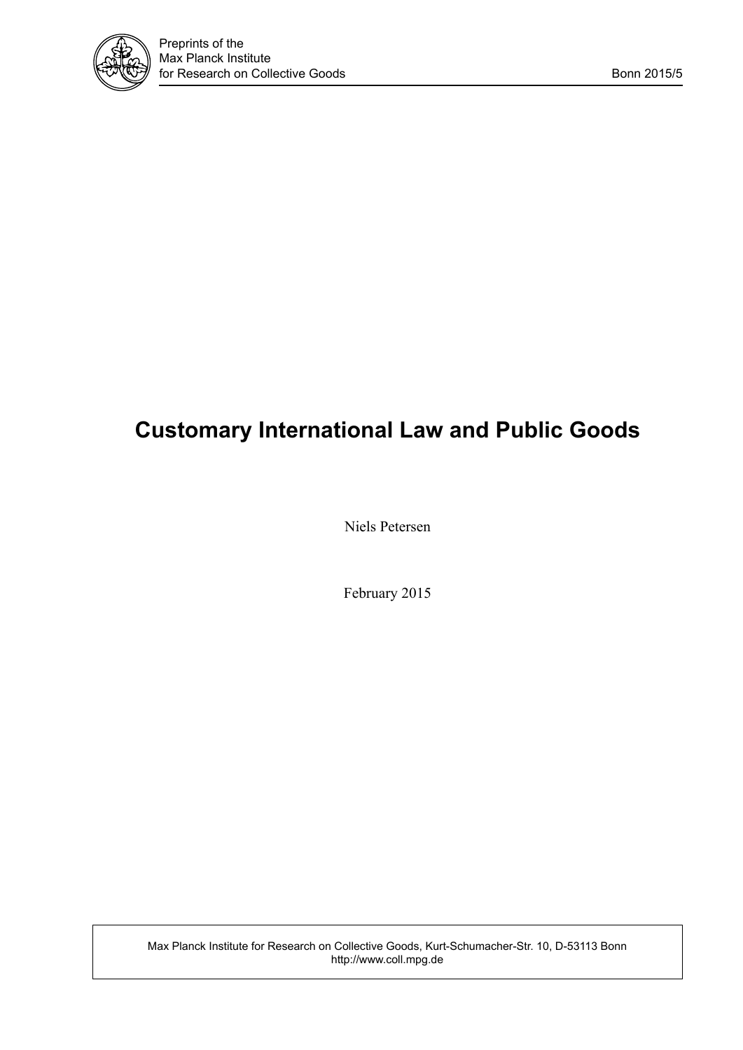Preprints of the
Max Planck Institute
for Research on Collective Goods Bonn 2015/5

# Customary International Law and Public Goods

Niels Petersen

February 2015

Max Planck Institute for Research on Collective Goods, Kurt-Schumacher-Str. 10, D-53113 Bonn
http://www.coll.mpg.de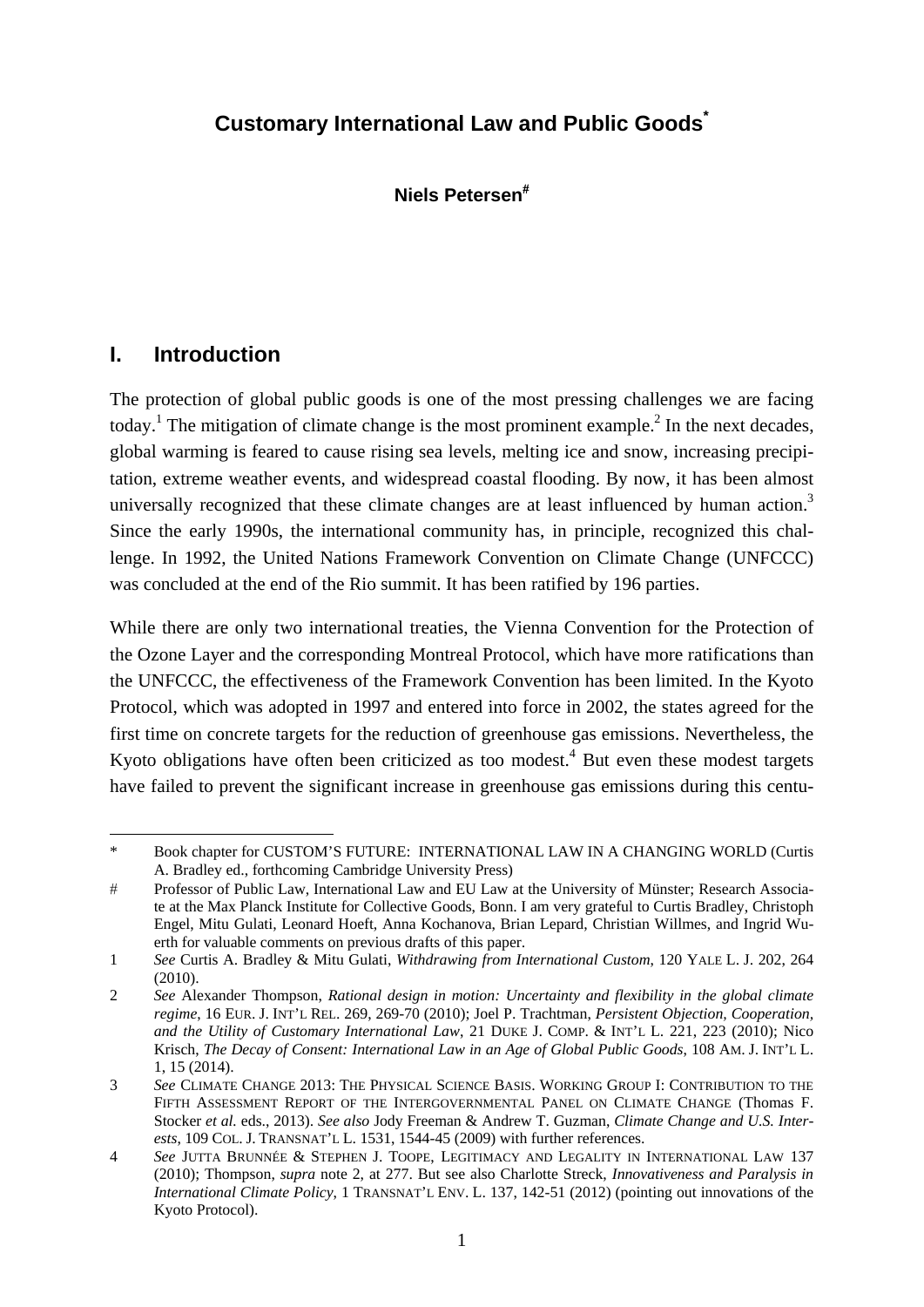# Customary International Law and Public Goods*

**Niels Petersen#**

## I. Introduction

The protection of global public goods is one of the most pressing challenges we are facing today.[1] The mitigation of climate change is the most prominent example.[2] In the next decades, global warming is feared to cause rising sea levels, melting ice and snow, increasing precipitation, extreme weather events, and widespread coastal flooding. By now, it has been almost universally recognized that these climate changes are at least influenced by human action.[3] Since the early 1990s, the international community has, in principle, recognized this challenge. In 1992, the United Nations Framework Convention on Climate Change (UNFCCC) was concluded at the end of the Rio summit. It has been ratified by 196 parties.

While there are only two international treaties, the Vienna Convention for the Protection of the Ozone Layer and the corresponding Montreal Protocol, which have more ratifications than the UNFCCC, the effectiveness of the Framework Convention has been limited. In the Kyoto Protocol, which was adopted in 1997 and entered into force in 2002, the states agreed for the first time on concrete targets for the reduction of greenhouse gas emissions. Nevertheless, the Kyoto obligations have often been criticized as too modest.[4] But even these modest targets have failed to prevent the significant increase in greenhouse gas emissions during this centu-

---

\* Book chapter for CUSTOM'S FUTURE: INTERNATIONAL LAW IN A CHANGING WORLD (Curtis A. Bradley ed., forthcoming Cambridge University Press)

\# Professor of Public Law, International Law and EU Law at the University of Münster; Research Associate at the Max Planck Institute for Collective Goods, Bonn. I am very grateful to Curtis Bradley, Christoph Engel, Mitu Gulati, Leonard Hoeft, Anna Kochanova, Brian Lepard, Christian Willmes, and Ingrid Wuerth for valuable comments on previous drafts of this paper.

1 *See* Curtis A. Bradley & Mitu Gulati, *Withdrawing from International Custom*, 120 YALE L. J. 202, 264 (2010).

2 *See* Alexander Thompson, *Rational design in motion: Uncertainty and flexibility in the global climate regime*, 16 EUR. J. INT'L REL. 269, 269-70 (2010); Joel P. Trachtman, *Persistent Objection, Cooperation, and the Utility of Customary International Law*, 21 DUKE J. COMP. & INT'L L. 221, 223 (2010); Nico Krisch, *The Decay of Consent: International Law in an Age of Global Public Goods*, 108 AM. J. INT'L L. 1, 15 (2014).

3 *See* CLIMATE CHANGE 2013: THE PHYSICAL SCIENCE BASIS. WORKING GROUP I: CONTRIBUTION TO THE FIFTH ASSESSMENT REPORT OF THE INTERGOVERNMENTAL PANEL ON CLIMATE CHANGE (Thomas F. Stocker *et al.* eds., 2013). *See also* Jody Freeman & Andrew T. Guzman, *Climate Change and U.S. Interests*, 109 COL. J. TRANSNAT'L L. 1531, 1544-45 (2009) with further references.

4 *See* JUTTA BRUNNÉE & STEPHEN J. TOOPE, LEGITIMACY AND LEGALITY IN INTERNATIONAL LAW 137 (2010); Thompson, *supra* note 2, at 277. But see also Charlotte Streck, *Innovativeness and Paralysis in International Climate Policy*, 1 TRANSNAT'L ENV. L. 137, 142-51 (2012) (pointing out innovations of the Kyoto Protocol).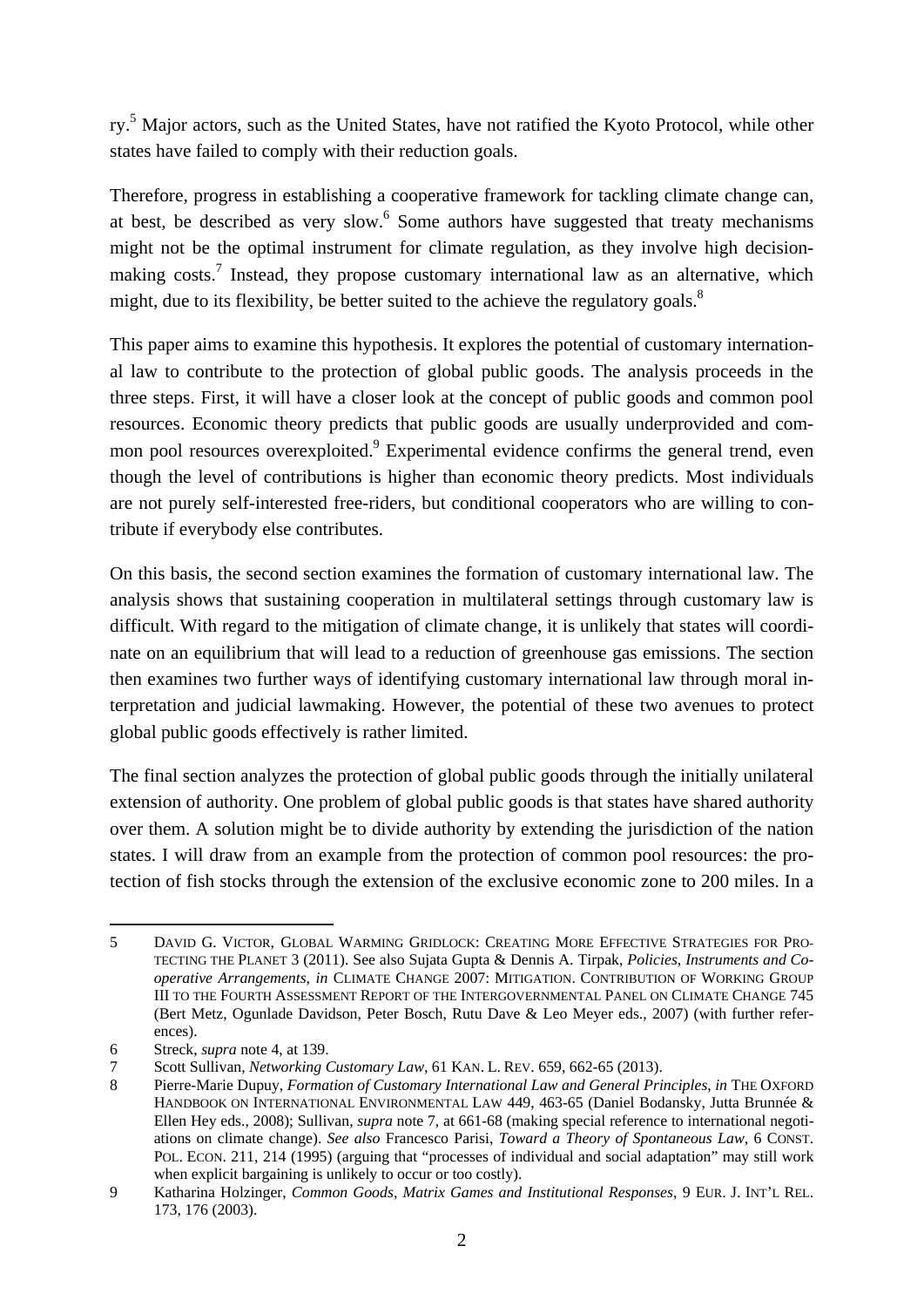ry.[5] Major actors, such as the United States, have not ratified the Kyoto Protocol, while other states have failed to comply with their reduction goals.

Therefore, progress in establishing a cooperative framework for tackling climate change can, at best, be described as very slow.[6] Some authors have suggested that treaty mechanisms might not be the optimal instrument for climate regulation, as they involve high decision-making costs.[7] Instead, they propose customary international law as an alternative, which might, due to its flexibility, be better suited to the achieve the regulatory goals.[8]

This paper aims to examine this hypothesis. It explores the potential of customary international law to contribute to the protection of global public goods. The analysis proceeds in the three steps. First, it will have a closer look at the concept of public goods and common pool resources. Economic theory predicts that public goods are usually underprovided and common pool resources overexploited.[9] Experimental evidence confirms the general trend, even though the level of contributions is higher than economic theory predicts. Most individuals are not purely self-interested free-riders, but conditional cooperators who are willing to contribute if everybody else contributes.

On this basis, the second section examines the formation of customary international law. The analysis shows that sustaining cooperation in multilateral settings through customary law is difficult. With regard to the mitigation of climate change, it is unlikely that states will coordinate on an equilibrium that will lead to a reduction of greenhouse gas emissions. The section then examines two further ways of identifying customary international law through moral interpretation and judicial lawmaking. However, the potential of these two avenues to protect global public goods effectively is rather limited.

The final section analyzes the protection of global public goods through the initially unilateral extension of authority. One problem of global public goods is that states have shared authority over them. A solution might be to divide authority by extending the jurisdiction of the nation states. I will draw from an example from the protection of common pool resources: the protection of fish stocks through the extension of the exclusive economic zone to 200 miles. In a

---

5 DAVID G. VICTOR, GLOBAL WARMING GRIDLOCK: CREATING MORE EFFECTIVE STRATEGIES FOR PROTECTING THE PLANET 3 (2011). See also Sujata Gupta & Dennis A. Tirpak, *Policies, Instruments and Co-operative Arrangements*, *in* CLIMATE CHANGE 2007: MITIGATION. CONTRIBUTION OF WORKING GROUP III TO THE FOURTH ASSESSMENT REPORT OF THE INTERGOVERNMENTAL PANEL ON CLIMATE CHANGE 745 (Bert Metz, Ogunlade Davidson, Peter Bosch, Rutu Dave & Leo Meyer eds., 2007) (with further references).

6 Streck, *supra* note 4, at 139.

7 Scott Sullivan, *Networking Customary Law*, 61 KAN. L. REV. 659, 662-65 (2013).

8 Pierre-Marie Dupuy, *Formation of Customary International Law and General Principles*, *in* THE OXFORD HANDBOOK ON INTERNATIONAL ENVIRONMENTAL LAW 449, 463-65 (Daniel Bodansky, Jutta Brunnée & Ellen Hey eds., 2008); Sullivan, *supra* note 7, at 661-68 (making special reference to international negotiations on climate change). *See also* Francesco Parisi, *Toward a Theory of Spontaneous Law*, 6 CONST. POL. ECON. 211, 214 (1995) (arguing that "processes of individual and social adaptation" may still work when explicit bargaining is unlikely to occur or too costly).

9 Katharina Holzinger, *Common Goods, Matrix Games and Institutional Responses*, 9 EUR. J. INT'L REL. 173, 176 (2003).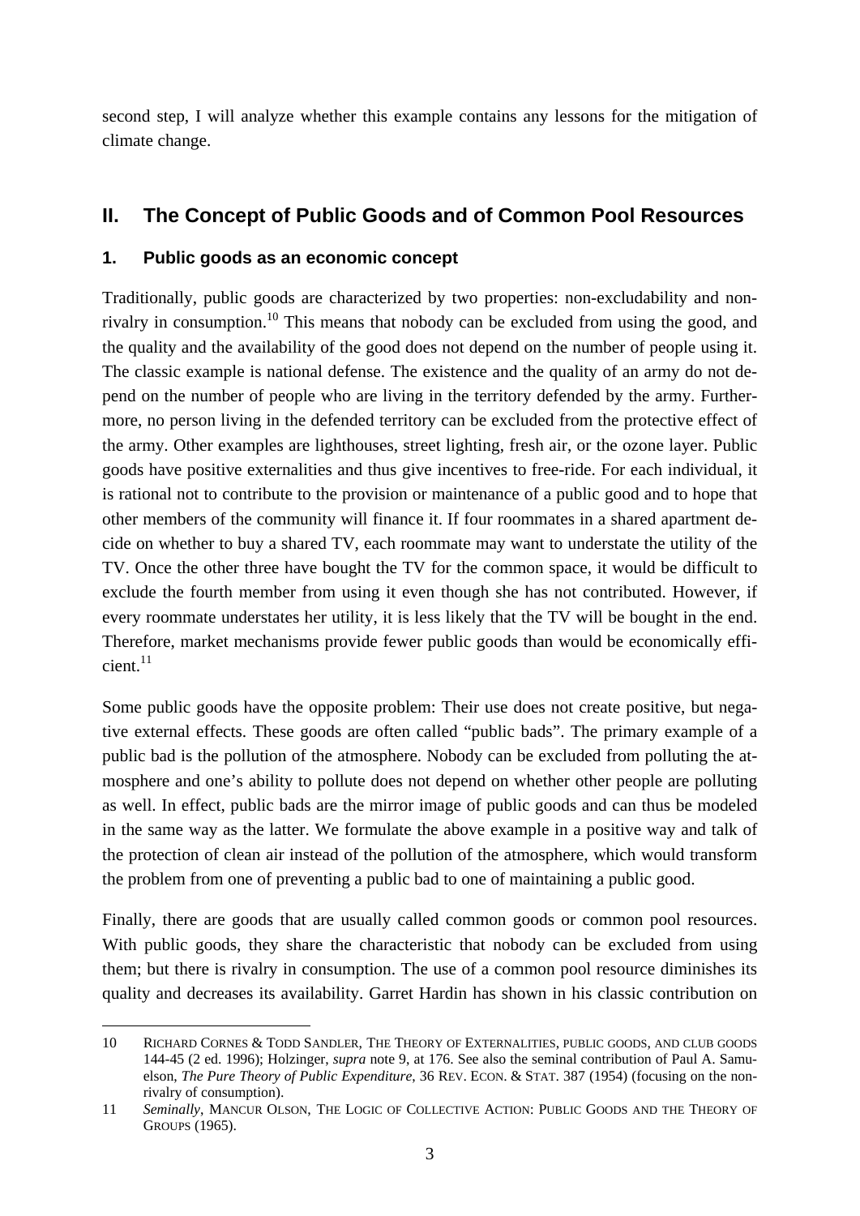second step, I will analyze whether this example contains any lessons for the mitigation of climate change.

## II. The Concept of Public Goods and of Common Pool Resources

### 1. Public goods as an economic concept

Traditionally, public goods are characterized by two properties: non-excludability and non-rivalry in consumption.[10] This means that nobody can be excluded from using the good, and the quality and the availability of the good does not depend on the number of people using it. The classic example is national defense. The existence and the quality of an army do not depend on the number of people who are living in the territory defended by the army. Furthermore, no person living in the defended territory can be excluded from the protective effect of the army. Other examples are lighthouses, street lighting, fresh air, or the ozone layer. Public goods have positive externalities and thus give incentives to free-ride. For each individual, it is rational not to contribute to the provision or maintenance of a public good and to hope that other members of the community will finance it. If four roommates in a shared apartment decide on whether to buy a shared TV, each roommate may want to understate the utility of the TV. Once the other three have bought the TV for the common space, it would be difficult to exclude the fourth member from using it even though she has not contributed. However, if every roommate understates her utility, it is less likely that the TV will be bought in the end. Therefore, market mechanisms provide fewer public goods than would be economically efficient.[11]

Some public goods have the opposite problem: Their use does not create positive, but negative external effects. These goods are often called "public bads". The primary example of a public bad is the pollution of the atmosphere. Nobody can be excluded from polluting the atmosphere and one's ability to pollute does not depend on whether other people are polluting as well. In effect, public bads are the mirror image of public goods and can thus be modeled in the same way as the latter. We formulate the above example in a positive way and talk of the protection of clean air instead of the pollution of the atmosphere, which would transform the problem from one of preventing a public bad to one of maintaining a public good.

Finally, there are goods that are usually called common goods or common pool resources. With public goods, they share the characteristic that nobody can be excluded from using them; but there is rivalry in consumption. The use of a common pool resource diminishes its quality and decreases its availability. Garret Hardin has shown in his classic contribution on

---

10 RICHARD CORNES & TODD SANDLER, THE THEORY OF EXTERNALITIES, PUBLIC GOODS, AND CLUB GOODS 144-45 (2 ed. 1996); Holzinger, *supra* note 9, at 176. See also the seminal contribution of Paul A. Samuelson, *The Pure Theory of Public Expenditure*, 36 REV. ECON. & STAT. 387 (1954) (focusing on the non-rivalry of consumption).

11 *Seminally*, MANCUR OLSON, THE LOGIC OF COLLECTIVE ACTION: PUBLIC GOODS AND THE THEORY OF GROUPS (1965).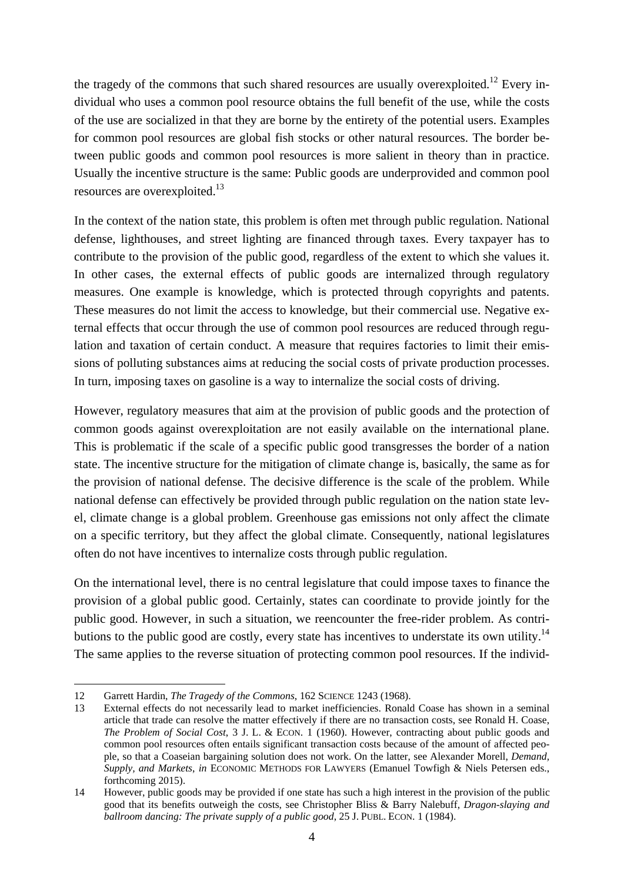the tragedy of the commons that such shared resources are usually overexploited.[12] Every individual who uses a common pool resource obtains the full benefit of the use, while the costs of the use are socialized in that they are borne by the entirety of the potential users. Examples for common pool resources are global fish stocks or other natural resources. The border between public goods and common pool resources is more salient in theory than in practice. Usually the incentive structure is the same: Public goods are underprovided and common pool resources are overexploited.[13]

In the context of the nation state, this problem is often met through public regulation. National defense, lighthouses, and street lighting are financed through taxes. Every taxpayer has to contribute to the provision of the public good, regardless of the extent to which she values it. In other cases, the external effects of public goods are internalized through regulatory measures. One example is knowledge, which is protected through copyrights and patents. These measures do not limit the access to knowledge, but their commercial use. Negative external effects that occur through the use of common pool resources are reduced through regulation and taxation of certain conduct. A measure that requires factories to limit their emissions of polluting substances aims at reducing the social costs of private production processes. In turn, imposing taxes on gasoline is a way to internalize the social costs of driving.

However, regulatory measures that aim at the provision of public goods and the protection of common goods against overexploitation are not easily available on the international plane. This is problematic if the scale of a specific public good transgresses the border of a nation state. The incentive structure for the mitigation of climate change is, basically, the same as for the provision of national defense. The decisive difference is the scale of the problem. While national defense can effectively be provided through public regulation on the nation state level, climate change is a global problem. Greenhouse gas emissions not only affect the climate on a specific territory, but they affect the global climate. Consequently, national legislatures often do not have incentives to internalize costs through public regulation.

On the international level, there is no central legislature that could impose taxes to finance the provision of a global public good. Certainly, states can coordinate to provide jointly for the public good. However, in such a situation, we reencounter the free-rider problem. As contributions to the public good are costly, every state has incentives to understate its own utility.[14] The same applies to the reverse situation of protecting common pool resources. If the individ-

---

12 Garrett Hardin, *The Tragedy of the Commons*, 162 SCIENCE 1243 (1968).

13 External effects do not necessarily lead to market inefficiencies. Ronald Coase has shown in a seminal article that trade can resolve the matter effectively if there are no transaction costs, see Ronald H. Coase, *The Problem of Social Cost*, 3 J. L. & ECON. 1 (1960). However, contracting about public goods and common pool resources often entails significant transaction costs because of the amount of affected people, so that a Coaseian bargaining solution does not work. On the latter, see Alexander Morell, *Demand, Supply, and Markets*, *in* ECONOMIC METHODS FOR LAWYERS (Emanuel Towfigh & Niels Petersen eds., forthcoming 2015).

14 However, public goods may be provided if one state has such a high interest in the provision of the public good that its benefits outweigh the costs, see Christopher Bliss & Barry Nalebuff, *Dragon-slaying and ballroom dancing: The private supply of a public good*, 25 J. PUBL. ECON. 1 (1984).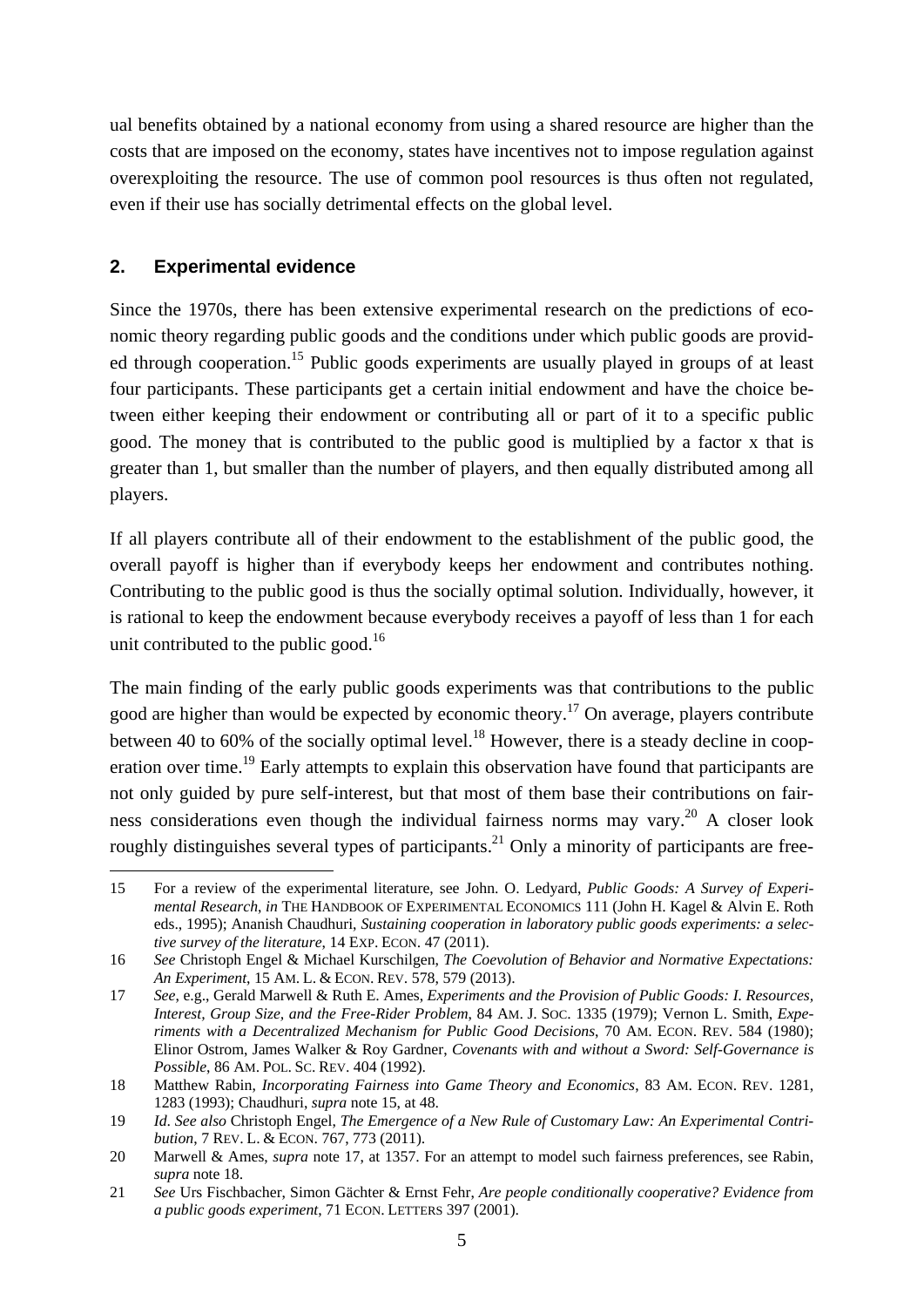ual benefits obtained by a national economy from using a shared resource are higher than the costs that are imposed on the economy, states have incentives not to impose regulation against overexploiting the resource. The use of common pool resources is thus often not regulated, even if their use has socially detrimental effects on the global level.

## 2. Experimental evidence

Since the 1970s, there has been extensive experimental research on the predictions of economic theory regarding public goods and the conditions under which public goods are provided through cooperation.[15] Public goods experiments are usually played in groups of at least four participants. These participants get a certain initial endowment and have the choice between either keeping their endowment or contributing all or part of it to a specific public good. The money that is contributed to the public good is multiplied by a factor x that is greater than 1, but smaller than the number of players, and then equally distributed among all players.

If all players contribute all of their endowment to the establishment of the public good, the overall payoff is higher than if everybody keeps her endowment and contributes nothing. Contributing to the public good is thus the socially optimal solution. Individually, however, it is rational to keep the endowment because everybody receives a payoff of less than 1 for each unit contributed to the public good.[16]

The main finding of the early public goods experiments was that contributions to the public good are higher than would be expected by economic theory.[17] On average, players contribute between 40 to 60% of the socially optimal level.[18] However, there is a steady decline in cooperation over time.[19] Early attempts to explain this observation have found that participants are not only guided by pure self-interest, but that most of them base their contributions on fairness considerations even though the individual fairness norms may vary.[20] A closer look roughly distinguishes several types of participants.[21] Only a minority of participants are free-

---

15 For a review of the experimental literature, see John. O. Ledyard, *Public Goods: A Survey of Experimental Research*, *in* THE HANDBOOK OF EXPERIMENTAL ECONOMICS 111 (John H. Kagel & Alvin E. Roth eds., 1995); Ananish Chaudhuri, *Sustaining cooperation in laboratory public goods experiments: a selective survey of the literature*, 14 EXP. ECON. 47 (2011).

16 *See* Christoph Engel & Michael Kurschilgen, *The Coevolution of Behavior and Normative Expectations: An Experiment*, 15 AM. L. & ECON. REV. 578, 579 (2013).

17 *See*, e.g., Gerald Marwell & Ruth E. Ames, *Experiments and the Provision of Public Goods: I. Resources, Interest, Group Size, and the Free-Rider Problem*, 84 AM. J. SOC. 1335 (1979); Vernon L. Smith, *Experiments with a Decentralized Mechanism for Public Good Decisions*, 70 AM. ECON. REV. 584 (1980); Elinor Ostrom, James Walker & Roy Gardner, *Covenants with and without a Sword: Self-Governance is Possible*, 86 AM. POL. SC. REV. 404 (1992).

18 Matthew Rabin, *Incorporating Fairness into Game Theory and Economics*, 83 AM. ECON. REV. 1281, 1283 (1993); Chaudhuri, *supra* note 15, at 48.

19 *Id*. *See also* Christoph Engel, *The Emergence of a New Rule of Customary Law: An Experimental Contribution*, 7 REV. L. & ECON. 767, 773 (2011).

20 Marwell & Ames, *supra* note 17, at 1357. For an attempt to model such fairness preferences, see Rabin, *supra* note 18.

21 *See* Urs Fischbacher, Simon Gächter & Ernst Fehr, *Are people conditionally cooperative? Evidence from a public goods experiment*, 71 ECON. LETTERS 397 (2001).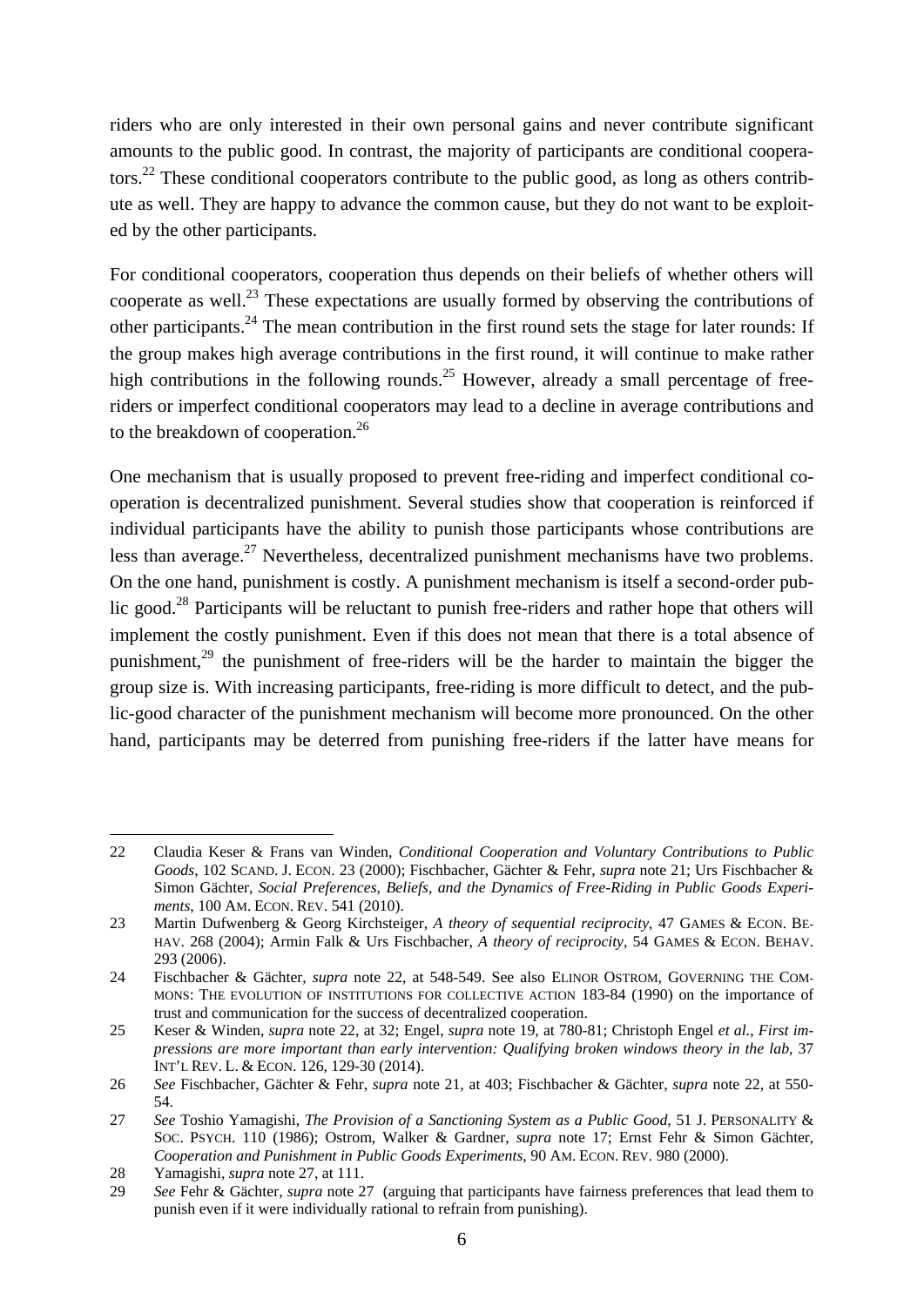riders who are only interested in their own personal gains and never contribute significant amounts to the public good. In contrast, the majority of participants are conditional cooperators.[22] These conditional cooperators contribute to the public good, as long as others contribute as well. They are happy to advance the common cause, but they do not want to be exploited by the other participants.

For conditional cooperators, cooperation thus depends on their beliefs of whether others will cooperate as well.[23] These expectations are usually formed by observing the contributions of other participants.[24] The mean contribution in the first round sets the stage for later rounds: If the group makes high average contributions in the first round, it will continue to make rather high contributions in the following rounds.[25] However, already a small percentage of free-riders or imperfect conditional cooperators may lead to a decline in average contributions and to the breakdown of cooperation.[26]

One mechanism that is usually proposed to prevent free-riding and imperfect conditional cooperation is decentralized punishment. Several studies show that cooperation is reinforced if individual participants have the ability to punish those participants whose contributions are less than average.[27] Nevertheless, decentralized punishment mechanisms have two problems. On the one hand, punishment is costly. A punishment mechanism is itself a second-order public good.[28] Participants will be reluctant to punish free-riders and rather hope that others will implement the costly punishment. Even if this does not mean that there is a total absence of punishment,[29] the punishment of free-riders will be the harder to maintain the bigger the group size is. With increasing participants, free-riding is more difficult to detect, and the public-good character of the punishment mechanism will become more pronounced. On the other hand, participants may be deterred from punishing free-riders if the latter have means for

---

22 Claudia Keser & Frans van Winden, *Conditional Cooperation and Voluntary Contributions to Public Goods*, 102 SCAND. J. ECON. 23 (2000); Fischbacher, Gächter & Fehr, *supra* note 21; Urs Fischbacher & Simon Gächter, *Social Preferences, Beliefs, and the Dynamics of Free-Riding in Public Goods Experiments*, 100 AM. ECON. REV. 541 (2010).

23 Martin Dufwenberg & Georg Kirchsteiger, *A theory of sequential reciprocity*, 47 GAMES & ECON. BEHAV. 268 (2004); Armin Falk & Urs Fischbacher, *A theory of reciprocity*, 54 GAMES & ECON. BEHAV. 293 (2006).

24 Fischbacher & Gächter, *supra* note 22, at 548-549. See also ELINOR OSTROM, GOVERNING THE COMMONS: THE EVOLUTION OF INSTITUTIONS FOR COLLECTIVE ACTION 183-84 (1990) on the importance of trust and communication for the success of decentralized cooperation.

25 Keser & Winden, *supra* note 22, at 32; Engel, *supra* note 19, at 780-81; Christoph Engel *et al.*, *First impressions are more important than early intervention: Qualifying broken windows theory in the lab*, 37 INT'L REV. L. & ECON. 126, 129-30 (2014).

26 *See* Fischbacher, Gächter & Fehr, *supra* note 21, at 403; Fischbacher & Gächter, *supra* note 22, at 550-54.

27 *See* Toshio Yamagishi, *The Provision of a Sanctioning System as a Public Good*, 51 J. PERSONALITY & SOC. PSYCH. 110 (1986); Ostrom, Walker & Gardner, *supra* note 17; Ernst Fehr & Simon Gächter, *Cooperation and Punishment in Public Goods Experiments*, 90 AM. ECON. REV. 980 (2000).

28 Yamagishi, *supra* note 27, at 111.

29 *See* Fehr & Gächter, *supra* note 27 (arguing that participants have fairness preferences that lead them to punish even if it were individually rational to refrain from punishing).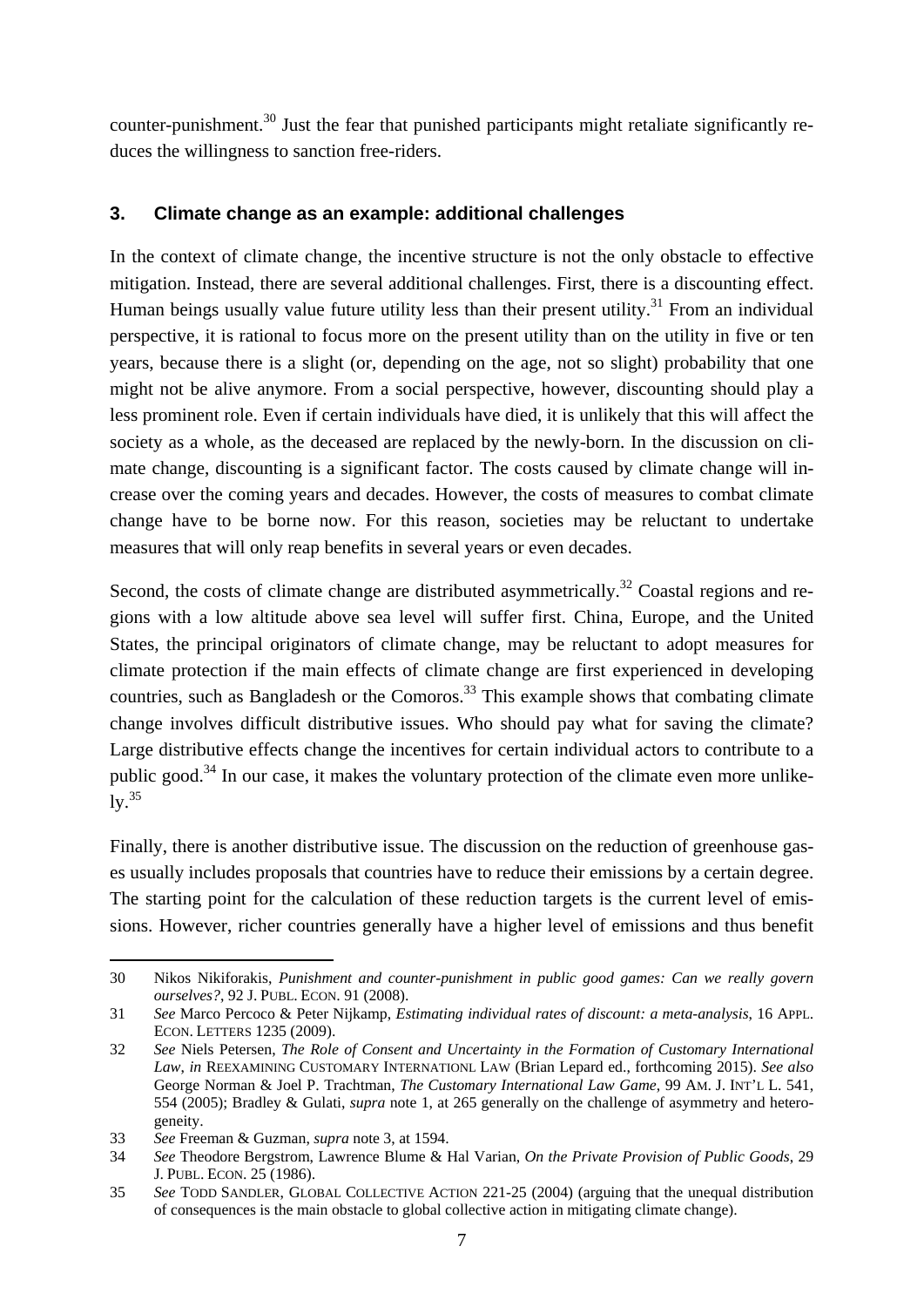counter-punishment.[30] Just the fear that punished participants might retaliate significantly reduces the willingness to sanction free-riders.

### 3. Climate change as an example: additional challenges

In the context of climate change, the incentive structure is not the only obstacle to effective mitigation. Instead, there are several additional challenges. First, there is a discounting effect. Human beings usually value future utility less than their present utility.[31] From an individual perspective, it is rational to focus more on the present utility than on the utility in five or ten years, because there is a slight (or, depending on the age, not so slight) probability that one might not be alive anymore. From a social perspective, however, discounting should play a less prominent role. Even if certain individuals have died, it is unlikely that this will affect the society as a whole, as the deceased are replaced by the newly-born. In the discussion on climate change, discounting is a significant factor. The costs caused by climate change will increase over the coming years and decades. However, the costs of measures to combat climate change have to be borne now. For this reason, societies may be reluctant to undertake measures that will only reap benefits in several years or even decades.

Second, the costs of climate change are distributed asymmetrically.[32] Coastal regions and regions with a low altitude above sea level will suffer first. China, Europe, and the United States, the principal originators of climate change, may be reluctant to adopt measures for climate protection if the main effects of climate change are first experienced in developing countries, such as Bangladesh or the Comoros.[33] This example shows that combating climate change involves difficult distributive issues. Who should pay what for saving the climate? Large distributive effects change the incentives for certain individual actors to contribute to a public good.[34] In our case, it makes the voluntary protection of the climate even more unlikely.[35]

Finally, there is another distributive issue. The discussion on the reduction of greenhouse gases usually includes proposals that countries have to reduce their emissions by a certain degree. The starting point for the calculation of these reduction targets is the current level of emissions. However, richer countries generally have a higher level of emissions and thus benefit

---

30 Nikos Nikiforakis, *Punishment and counter-punishment in public good games: Can we really govern ourselves?*, 92 J. PUBL. ECON. 91 (2008).

31 *See* Marco Percoco & Peter Nijkamp, *Estimating individual rates of discount: a meta-analysis*, 16 APPL. ECON. LETTERS 1235 (2009).

32 *See* Niels Petersen, *The Role of Consent and Uncertainty in the Formation of Customary International Law*, *in* REEXAMINING CUSTOMARY INTERNATIONL LAW (Brian Lepard ed., forthcoming 2015). *See also* George Norman & Joel P. Trachtman, *The Customary International Law Game*, 99 AM. J. INT'L L. 541, 554 (2005); Bradley & Gulati, *supra* note 1, at 265 generally on the challenge of asymmetry and heterogeneity.

33 *See* Freeman & Guzman, *supra* note 3, at 1594.

34 *See* Theodore Bergstrom, Lawrence Blume & Hal Varian, *On the Private Provision of Public Goods*, 29 J. PUBL. ECON. 25 (1986).

35 *See* TODD SANDLER, GLOBAL COLLECTIVE ACTION 221-25 (2004) (arguing that the unequal distribution of consequences is the main obstacle to global collective action in mitigating climate change).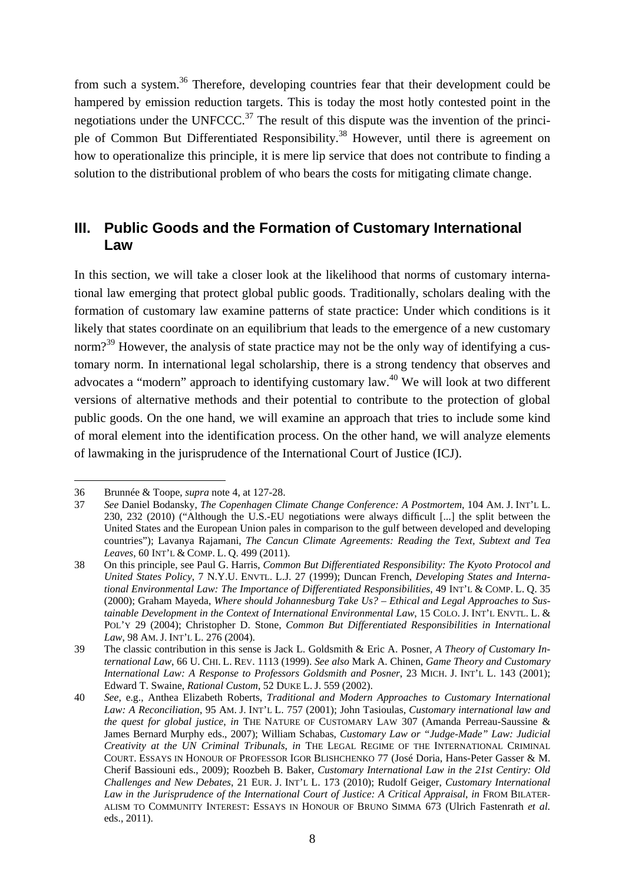from such a system.[36] Therefore, developing countries fear that their development could be hampered by emission reduction targets. This is today the most hotly contested point in the negotiations under the UNFCCC.[37] The result of this dispute was the invention of the principle of Common But Differentiated Responsibility.[38] However, until there is agreement on how to operationalize this principle, it is mere lip service that does not contribute to finding a solution to the distributional problem of who bears the costs for mitigating climate change.

## III. Public Goods and the Formation of Customary International Law

In this section, we will take a closer look at the likelihood that norms of customary international law emerging that protect global public goods. Traditionally, scholars dealing with the formation of customary law examine patterns of state practice: Under which conditions is it likely that states coordinate on an equilibrium that leads to the emergence of a new customary norm?[39] However, the analysis of state practice may not be the only way of identifying a customary norm. In international legal scholarship, there is a strong tendency that observes and advocates a "modern" approach to identifying customary law.[40] We will look at two different versions of alternative methods and their potential to contribute to the protection of global public goods. On the one hand, we will examine an approach that tries to include some kind of moral element into the identification process. On the other hand, we will analyze elements of lawmaking in the jurisprudence of the International Court of Justice (ICJ).

---

36 Brunnée & Toope, *supra* note 4, at 127-28.

37 *See* Daniel Bodansky, *The Copenhagen Climate Change Conference: A Postmortem*, 104 AM. J. INT'L L. 230, 232 (2010) ("Although the U.S.-EU negotiations were always difficult [...] the split between the United States and the European Union pales in comparison to the gulf between developed and developing countries"); Lavanya Rajamani, *The Cancun Climate Agreements: Reading the Text, Subtext and Tea Leaves*, 60 INT'L & COMP. L. Q. 499 (2011).

38 On this principle, see Paul G. Harris, *Common But Differentiated Responsibility: The Kyoto Protocol and United States Policy*, 7 N.Y.U. ENVTL. L.J. 27 (1999); Duncan French, *Developing States and International Environmental Law: The Importance of Differentiated Responsibilities*, 49 INT'L & COMP. L. Q. 35 (2000); Graham Mayeda, *Where should Johannesburg Take Us? – Ethical and Legal Approaches to Sustainable Development in the Context of International Environmental Law*, 15 COLO. J. INT'L ENVTL. L. & POL'Y 29 (2004); Christopher D. Stone, *Common But Differentiated Responsibilities in International Law*, 98 AM. J. INT'L L. 276 (2004).

39 The classic contribution in this sense is Jack L. Goldsmith & Eric A. Posner, *A Theory of Customary International Law*, 66 U. CHI. L. REV. 1113 (1999). *See also* Mark A. Chinen, *Game Theory and Customary International Law: A Response to Professors Goldsmith and Posner*, 23 MICH. J. INT'L L. 143 (2001); Edward T. Swaine, *Rational Custom*, 52 DUKE L. J. 559 (2002).

40 *See*, e.g., Anthea Elizabeth Roberts, *Traditional and Modern Approaches to Customary International Law: A Reconciliation*, 95 AM. J. INT'L L. 757 (2001); John Tasioulas, *Customary international law and the quest for global justice*, *in* THE NATURE OF CUSTOMARY LAW 307 (Amanda Perreau-Saussine & James Bernard Murphy eds., 2007); William Schabas, *Customary Law or "Judge-Made" Law: Judicial Creativity at the UN Criminal Tribunals*, *in* THE LEGAL REGIME OF THE INTERNATIONAL CRIMINAL COURT. ESSAYS IN HONOUR OF PROFESSOR IGOR BLISHCHENKO 77 (José Doria, Hans-Peter Gasser & M. Cherif Bassiouni eds., 2009); Roozbeh B. Baker, *Customary International Law in the 21st Centiry: Old Challenges and New Debates*, 21 EUR. J. INT'L L. 173 (2010); Rudolf Geiger, *Customary International Law in the Jurisprudence of the International Court of Justice: A Critical Appraisal*, *in* FROM BILATERALISM TO COMMUNITY INTEREST: ESSAYS IN HONOUR OF BRUNO SIMMA 673 (Ulrich Fastenrath *et al.* eds., 2011).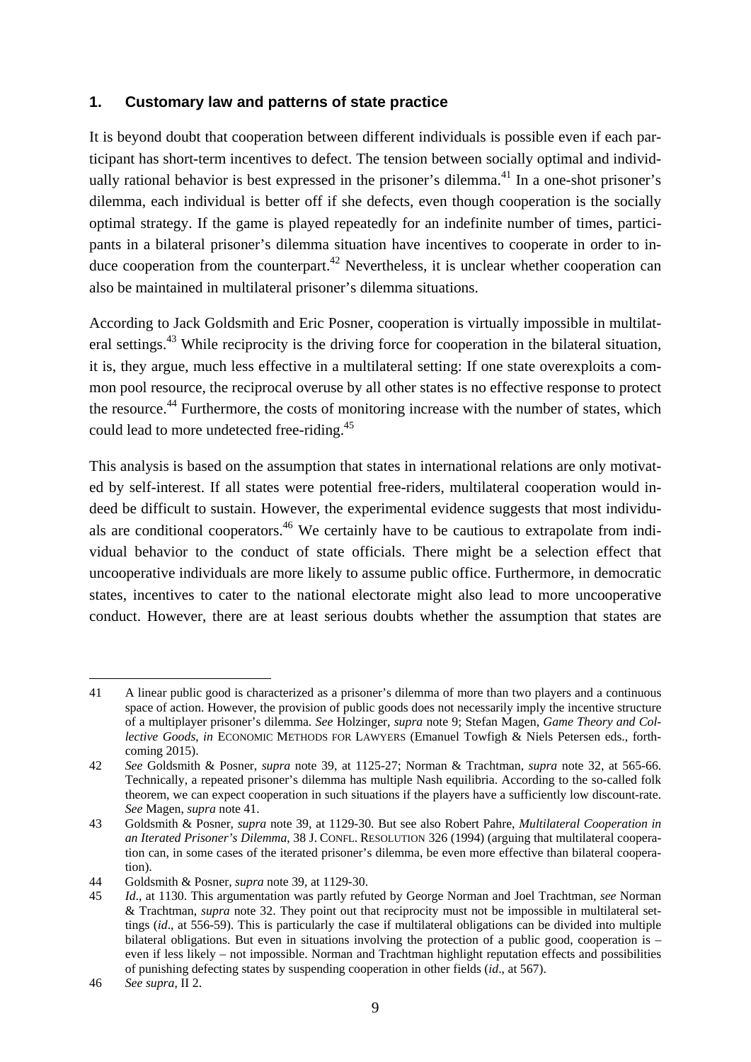### 1. Customary law and patterns of state practice

It is beyond doubt that cooperation between different individuals is possible even if each participant has short-term incentives to defect. The tension between socially optimal and individually rational behavior is best expressed in the prisoner's dilemma.[41] In a one-shot prisoner's dilemma, each individual is better off if she defects, even though cooperation is the socially optimal strategy. If the game is played repeatedly for an indefinite number of times, participants in a bilateral prisoner's dilemma situation have incentives to cooperate in order to induce cooperation from the counterpart.[42] Nevertheless, it is unclear whether cooperation can also be maintained in multilateral prisoner's dilemma situations.

According to Jack Goldsmith and Eric Posner, cooperation is virtually impossible in multilateral settings.[43] While reciprocity is the driving force for cooperation in the bilateral situation, it is, they argue, much less effective in a multilateral setting: If one state overexploits a common pool resource, the reciprocal overuse by all other states is no effective response to protect the resource.[44] Furthermore, the costs of monitoring increase with the number of states, which could lead to more undetected free-riding.[45]

This analysis is based on the assumption that states in international relations are only motivated by self-interest. If all states were potential free-riders, multilateral cooperation would indeed be difficult to sustain. However, the experimental evidence suggests that most individuals are conditional cooperators.[46] We certainly have to be cautious to extrapolate from individual behavior to the conduct of state officials. There might be a selection effect that uncooperative individuals are more likely to assume public office. Furthermore, in democratic states, incentives to cater to the national electorate might also lead to more uncooperative conduct. However, there are at least serious doubts whether the assumption that states are

---

41 A linear public good is characterized as a prisoner's dilemma of more than two players and a continuous space of action. However, the provision of public goods does not necessarily imply the incentive structure of a multiplayer prisoner's dilemma. *See* Holzinger, *supra* note 9; Stefan Magen, *Game Theory and Collective Goods*, *in* ECONOMIC METHODS FOR LAWYERS (Emanuel Towfigh & Niels Petersen eds., forthcoming 2015).

42 *See* Goldsmith & Posner, *supra* note 39, at 1125-27; Norman & Trachtman, *supra* note 32, at 565-66. Technically, a repeated prisoner's dilemma has multiple Nash equilibria. According to the so-called folk theorem, we can expect cooperation in such situations if the players have a sufficiently low discount-rate. *See* Magen, *supra* note 41.

43 Goldsmith & Posner, *supra* note 39, at 1129-30. But see also Robert Pahre, *Multilateral Cooperation in an Iterated Prisoner's Dilemma*, 38 J. CONFL. RESOLUTION 326 (1994) (arguing that multilateral cooperation can, in some cases of the iterated prisoner's dilemma, be even more effective than bilateral cooperation).

44 Goldsmith & Posner, *supra* note 39, at 1129-30.

45 *Id*., at 1130. This argumentation was partly refuted by George Norman and Joel Trachtman, *see* Norman & Trachtman, *supra* note 32. They point out that reciprocity must not be impossible in multilateral settings (*id*., at 556-59). This is particularly the case if multilateral obligations can be divided into multiple bilateral obligations. But even in situations involving the protection of a public good, cooperation is – even if less likely – not impossible. Norman and Trachtman highlight reputation effects and possibilities of punishing defecting states by suspending cooperation in other fields (*id*., at 567).

46 *See supra*, II 2.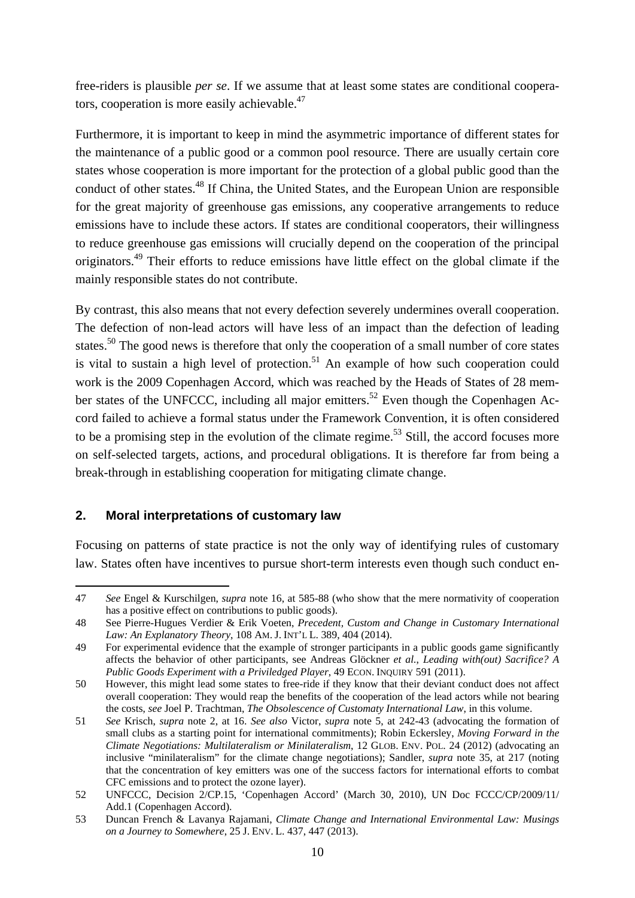free-riders is plausible *per se*. If we assume that at least some states are conditional cooperators, cooperation is more easily achievable.[47]

Furthermore, it is important to keep in mind the asymmetric importance of different states for the maintenance of a public good or a common pool resource. There are usually certain core states whose cooperation is more important for the protection of a global public good than the conduct of other states.[48] If China, the United States, and the European Union are responsible for the great majority of greenhouse gas emissions, any cooperative arrangements to reduce emissions have to include these actors. If states are conditional cooperators, their willingness to reduce greenhouse gas emissions will crucially depend on the cooperation of the principal originators.[49] Their efforts to reduce emissions have little effect on the global climate if the mainly responsible states do not contribute.

By contrast, this also means that not every defection severely undermines overall cooperation. The defection of non-lead actors will have less of an impact than the defection of leading states.[50] The good news is therefore that only the cooperation of a small number of core states is vital to sustain a high level of protection.[51] An example of how such cooperation could work is the 2009 Copenhagen Accord, which was reached by the Heads of States of 28 member states of the UNFCCC, including all major emitters.[52] Even though the Copenhagen Accord failed to achieve a formal status under the Framework Convention, it is often considered to be a promising step in the evolution of the climate regime.[53] Still, the accord focuses more on self-selected targets, actions, and procedural obligations. It is therefore far from being a break-through in establishing cooperation for mitigating climate change.

## 2. Moral interpretations of customary law

Focusing on patterns of state practice is not the only way of identifying rules of customary law. States often have incentives to pursue short-term interests even though such conduct en-

---

47 *See* Engel & Kurschilgen, *supra* note 16, at 585-88 (who show that the mere normativity of cooperation has a positive effect on contributions to public goods).

48 See Pierre-Hugues Verdier & Erik Voeten, *Precedent, Custom and Change in Customary International Law: An Explanatory Theory*, 108 AM. J. INT'L L. 389, 404 (2014).

49 For experimental evidence that the example of stronger participants in a public goods game significantly affects the behavior of other participants, see Andreas Glöckner *et al.*, *Leading with(out) Sacrifice? A Public Goods Experiment with a Priviledged Player*, 49 ECON. INQUIRY 591 (2011).

50 However, this might lead some states to free-ride if they know that their deviant conduct does not affect overall cooperation: They would reap the benefits of the cooperation of the lead actors while not bearing the costs, *see* Joel P. Trachtman, *The Obsolescence of Customaty International Law*, in this volume.

51 *See* Krisch, *supra* note 2, at 16. *See also* Victor, *supra* note 5, at 242-43 (advocating the formation of small clubs as a starting point for international commitments); Robin Eckersley, *Moving Forward in the Climate Negotiations: Multilateralism or Minilateralism*, 12 GLOB. ENV. POL. 24 (2012) (advocating an inclusive "minilateralism" for the climate change negotiations); Sandler, *supra* note 35, at 217 (noting that the concentration of key emitters was one of the success factors for international efforts to combat CFC emissions and to protect the ozone layer).

52 UNFCCC, Decision 2/CP.15, 'Copenhagen Accord' (March 30, 2010), UN Doc FCCC/CP/2009/11/Add.1 (Copenhagen Accord).

53 Duncan French & Lavanya Rajamani, *Climate Change and International Environmental Law: Musings on a Journey to Somewhere*, 25 J. ENV. L. 437, 447 (2013).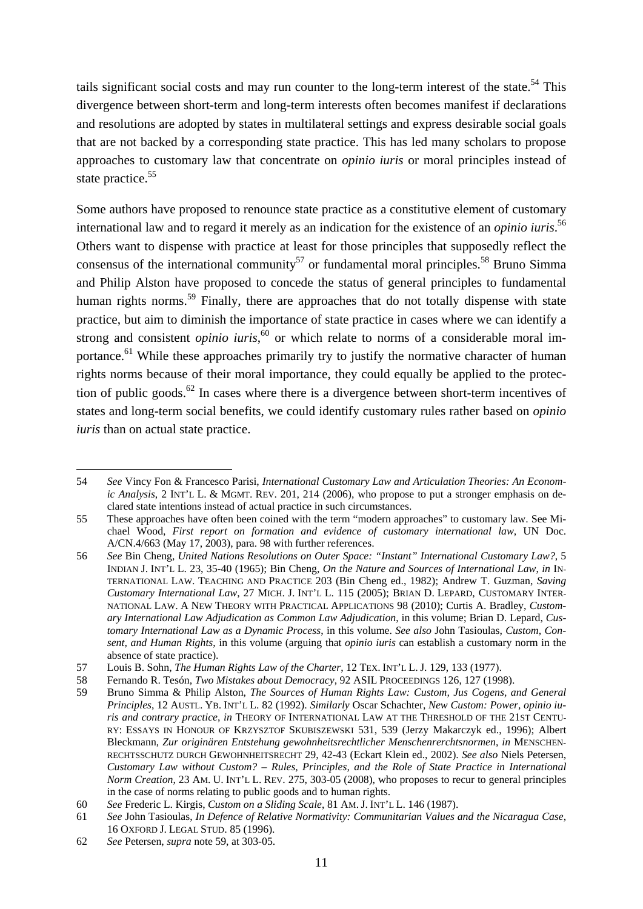tails significant social costs and may run counter to the long-term interest of the state.[54] This divergence between short-term and long-term interests often becomes manifest if declarations and resolutions are adopted by states in multilateral settings and express desirable social goals that are not backed by a corresponding state practice. This has led many scholars to propose approaches to customary law that concentrate on *opinio iuris* or moral principles instead of state practice.[55]

Some authors have proposed to renounce state practice as a constitutive element of customary international law and to regard it merely as an indication for the existence of an *opinio iuris*.[56] Others want to dispense with practice at least for those principles that supposedly reflect the consensus of the international community[57] or fundamental moral principles.[58] Bruno Simma and Philip Alston have proposed to concede the status of general principles to fundamental human rights norms.[59] Finally, there are approaches that do not totally dispense with state practice, but aim to diminish the importance of state practice in cases where we can identify a strong and consistent *opinio iuris*,[60] or which relate to norms of a considerable moral importance.[61] While these approaches primarily try to justify the normative character of human rights norms because of their moral importance, they could equally be applied to the protection of public goods.[62] In cases where there is a divergence between short-term incentives of states and long-term social benefits, we could identify customary rules rather based on *opinio iuris* than on actual state practice.

---

54 *See* Vincy Fon & Francesco Parisi, *International Customary Law and Articulation Theories: An Economic Analysis*, 2 INT'L L. & MGMT. REV. 201, 214 (2006), who propose to put a stronger emphasis on declared state intentions instead of actual practice in such circumstances.

55 These approaches have often been coined with the term "modern approaches" to customary law. See Michael Wood, *First report on formation and evidence of customary international law*, UN Doc. A/CN.4/663 (May 17, 2003), para. 98 with further references.

56 *See* Bin Cheng, *United Nations Resolutions on Outer Space: "Instant" International Customary Law?*, 5 INDIAN J. INT'L L. 23, 35-40 (1965); Bin Cheng, *On the Nature and Sources of International Law*, *in* INTERNATIONAL LAW. TEACHING AND PRACTICE 203 (Bin Cheng ed., 1982); Andrew T. Guzman, *Saving Customary International Law*, 27 MICH. J. INT'L L. 115 (2005); BRIAN D. LEPARD, CUSTOMARY INTERNATIONAL LAW. A NEW THEORY WITH PRACTICAL APPLICATIONS 98 (2010); Curtis A. Bradley, *Customary International Law Adjudication as Common Law Adjudication*, in this volume; Brian D. Lepard, *Customary International Law as a Dynamic Process*, in this volume. *See also* John Tasioulas, *Custom, Consent, and Human Rights*, in this volume (arguing that *opinio iuris* can establish a customary norm in the absence of state practice).

57 Louis B. Sohn, *The Human Rights Law of the Charter*, 12 TEX. INT'L L. J. 129, 133 (1977).

58 Fernando R. Tesón, *Two Mistakes about Democracy*, 92 ASIL PROCEEDINGS 126, 127 (1998).

59 Bruno Simma & Philip Alston, *The Sources of Human Rights Law: Custom, Jus Cogens, and General Principles*, 12 AUSTL. YB. INT'L L. 82 (1992). *Similarly* Oscar Schachter, *New Custom: Power, opinio iuris and contrary practice*, *in* THEORY OF INTERNATIONAL LAW AT THE THRESHOLD OF THE 21ST CENTURY: ESSAYS IN HONOUR OF KRZYSZTOF SKUBISZEWSKI 531, 539 (Jerzy Makarczyk ed., 1996); Albert Bleckmann, *Zur originären Entstehung gewohnheitsrechtlicher Menschenrerchtsnormen*, *in* MENSCHENRECHTSSCHUTZ DURCH GEWOHNHEITSRECHT 29, 42-43 (Eckart Klein ed., 2002). *See also* Niels Petersen, *Customary Law without Custom? – Rules, Principles, and the Role of State Practice in International Norm Creation*, 23 AM. U. INT'L L. REV. 275, 303-05 (2008), who proposes to recur to general principles in the case of norms relating to public goods and to human rights.

60 *See* Frederic L. Kirgis, *Custom on a Sliding Scale*, 81 AM. J. INT'L L. 146 (1987).

61 *See* John Tasioulas, *In Defence of Relative Normativity: Communitarian Values and the Nicaragua Case*, 16 OXFORD J. LEGAL STUD. 85 (1996).

62 *See* Petersen, *supra* note 59, at 303-05.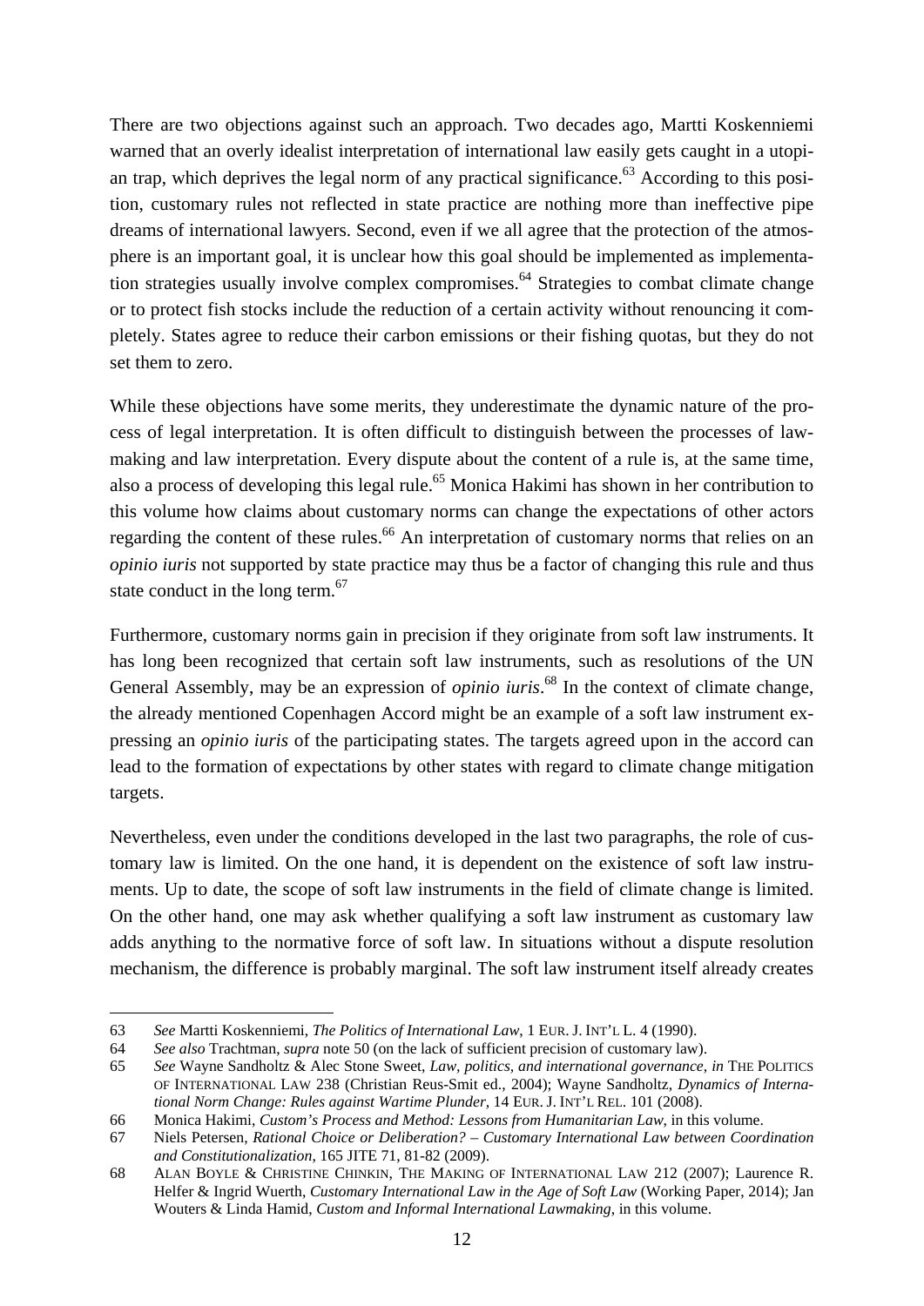There are two objections against such an approach. Two decades ago, Martti Koskenniemi warned that an overly idealist interpretation of international law easily gets caught in a utopian trap, which deprives the legal norm of any practical significance.[63] According to this position, customary rules not reflected in state practice are nothing more than ineffective pipe dreams of international lawyers. Second, even if we all agree that the protection of the atmosphere is an important goal, it is unclear how this goal should be implemented as implementation strategies usually involve complex compromises.[64] Strategies to combat climate change or to protect fish stocks include the reduction of a certain activity without renouncing it completely. States agree to reduce their carbon emissions or their fishing quotas, but they do not set them to zero.

While these objections have some merits, they underestimate the dynamic nature of the process of legal interpretation. It is often difficult to distinguish between the processes of law-making and law interpretation. Every dispute about the content of a rule is, at the same time, also a process of developing this legal rule.[65] Monica Hakimi has shown in her contribution to this volume how claims about customary norms can change the expectations of other actors regarding the content of these rules.[66] An interpretation of customary norms that relies on an *opinio iuris* not supported by state practice may thus be a factor of changing this rule and thus state conduct in the long term.[67]

Furthermore, customary norms gain in precision if they originate from soft law instruments. It has long been recognized that certain soft law instruments, such as resolutions of the UN General Assembly, may be an expression of *opinio iuris*.[68] In the context of climate change, the already mentioned Copenhagen Accord might be an example of a soft law instrument expressing an *opinio iuris* of the participating states. The targets agreed upon in the accord can lead to the formation of expectations by other states with regard to climate change mitigation targets.

Nevertheless, even under the conditions developed in the last two paragraphs, the role of customary law is limited. On the one hand, it is dependent on the existence of soft law instruments. Up to date, the scope of soft law instruments in the field of climate change is limited. On the other hand, one may ask whether qualifying a soft law instrument as customary law adds anything to the normative force of soft law. In situations without a dispute resolution mechanism, the difference is probably marginal. The soft law instrument itself already creates

---

63 *See* Martti Koskenniemi, *The Politics of International Law*, 1 EUR. J. INT'L L. 4 (1990).

64 *See also* Trachtman, *supra* note 50 (on the lack of sufficient precision of customary law).

65 *See* Wayne Sandholtz & Alec Stone Sweet, *Law, politics, and international governance*, *in* THE POLITICS OF INTERNATIONAL LAW 238 (Christian Reus-Smit ed., 2004); Wayne Sandholtz, *Dynamics of International Norm Change: Rules against Wartime Plunder*, 14 EUR. J. INT'L REL. 101 (2008).

66 Monica Hakimi, *Custom's Process and Method: Lessons from Humanitarian Law*, in this volume.

67 Niels Petersen, *Rational Choice or Deliberation? – Customary International Law between Coordination and Constitutionalization*, 165 JITE 71, 81-82 (2009).

68 ALAN BOYLE & CHRISTINE CHINKIN, THE MAKING OF INTERNATIONAL LAW 212 (2007); Laurence R. Helfer & Ingrid Wuerth, *Customary International Law in the Age of Soft Law* (Working Paper, 2014); Jan Wouters & Linda Hamid, *Custom and Informal International Lawmaking*, in this volume.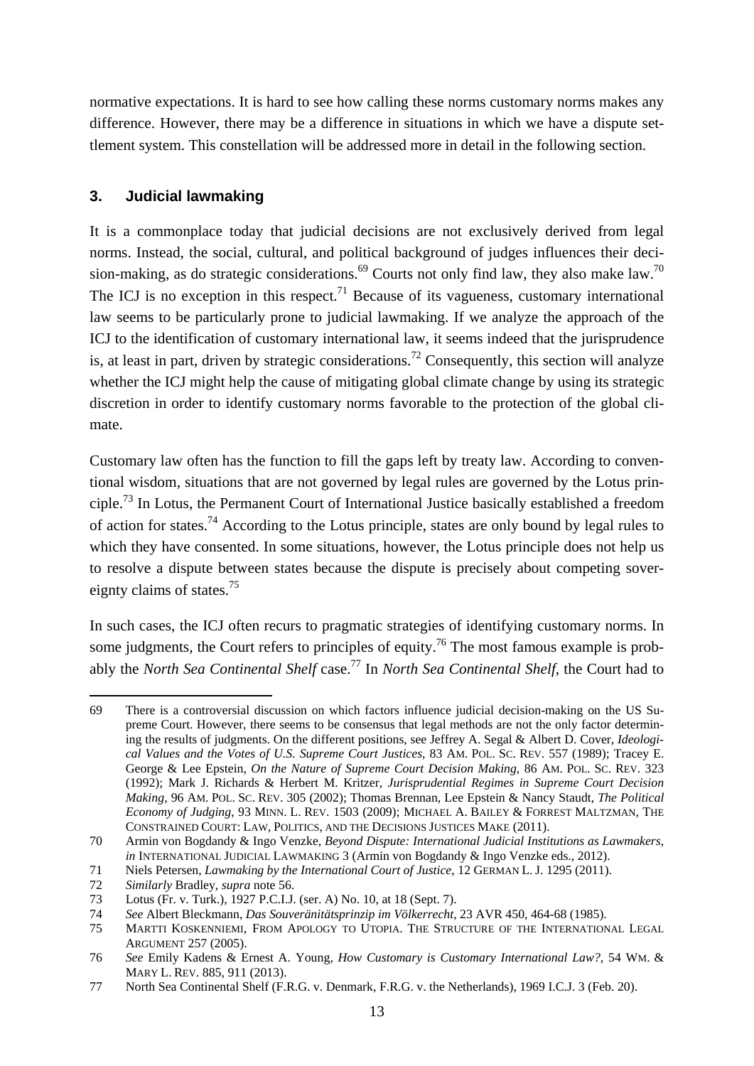normative expectations. It is hard to see how calling these norms customary norms makes any difference. However, there may be a difference in situations in which we have a dispute settlement system. This constellation will be addressed more in detail in the following section.

### 3. Judicial lawmaking

It is a commonplace today that judicial decisions are not exclusively derived from legal norms. Instead, the social, cultural, and political background of judges influences their decision-making, as do strategic considerations.[69] Courts not only find law, they also make law.[70] The ICJ is no exception in this respect.[71] Because of its vagueness, customary international law seems to be particularly prone to judicial lawmaking. If we analyze the approach of the ICJ to the identification of customary international law, it seems indeed that the jurisprudence is, at least in part, driven by strategic considerations.[72] Consequently, this section will analyze whether the ICJ might help the cause of mitigating global climate change by using its strategic discretion in order to identify customary norms favorable to the protection of the global climate.

Customary law often has the function to fill the gaps left by treaty law. According to conventional wisdom, situations that are not governed by legal rules are governed by the Lotus principle.[73] In Lotus, the Permanent Court of International Justice basically established a freedom of action for states.[74] According to the Lotus principle, states are only bound by legal rules to which they have consented. In some situations, however, the Lotus principle does not help us to resolve a dispute between states because the dispute is precisely about competing sovereignty claims of states.[75]

In such cases, the ICJ often recurs to pragmatic strategies of identifying customary norms. In some judgments, the Court refers to principles of equity.[76] The most famous example is probably the *North Sea Continental Shelf* case.[77] In *North Sea Continental Shelf*, the Court had to

---

69 There is a controversial discussion on which factors influence judicial decision-making on the US Supreme Court. However, there seems to be consensus that legal methods are not the only factor determining the results of judgments. On the different positions, see Jeffrey A. Segal & Albert D. Cover, *Ideological Values and the Votes of U.S. Supreme Court Justices*, 83 AM. POL. SC. REV. 557 (1989); Tracey E. George & Lee Epstein, *On the Nature of Supreme Court Decision Making*, 86 AM. POL. SC. REV. 323 (1992); Mark J. Richards & Herbert M. Kritzer, *Jurisprudential Regimes in Supreme Court Decision Making*, 96 AM. POL. SC. REV. 305 (2002); Thomas Brennan, Lee Epstein & Nancy Staudt, *The Political Economy of Judging*, 93 MINN. L. REV. 1503 (2009); MICHAEL A. BAILEY & FORREST MALTZMAN, THE CONSTRAINED COURT: LAW, POLITICS, AND THE DECISIONS JUSTICES MAKE (2011).

70 Armin von Bogdandy & Ingo Venzke, *Beyond Dispute: International Judicial Institutions as Lawmakers*, *in* INTERNATIONAL JUDICIAL LAWMAKING 3 (Armin von Bogdandy & Ingo Venzke eds., 2012).

71 Niels Petersen, *Lawmaking by the International Court of Justice*, 12 GERMAN L. J. 1295 (2011).

72 *Similarly* Bradley, *supra* note 56.

73 Lotus (Fr. v. Turk.), 1927 P.C.I.J. (ser. A) No. 10, at 18 (Sept. 7).

74 *See* Albert Bleckmann, *Das Souveränitätsprinzip im Völkerrecht*, 23 AVR 450, 464-68 (1985).

75 MARTTI KOSKENNIEMI, FROM APOLOGY TO UTOPIA. THE STRUCTURE OF THE INTERNATIONAL LEGAL ARGUMENT 257 (2005).

76 *See* Emily Kadens & Ernest A. Young, *How Customary is Customary International Law?*, 54 WM. & MARY L. REV. 885, 911 (2013).

77 North Sea Continental Shelf (F.R.G. v. Denmark, F.R.G. v. the Netherlands), 1969 I.C.J. 3 (Feb. 20).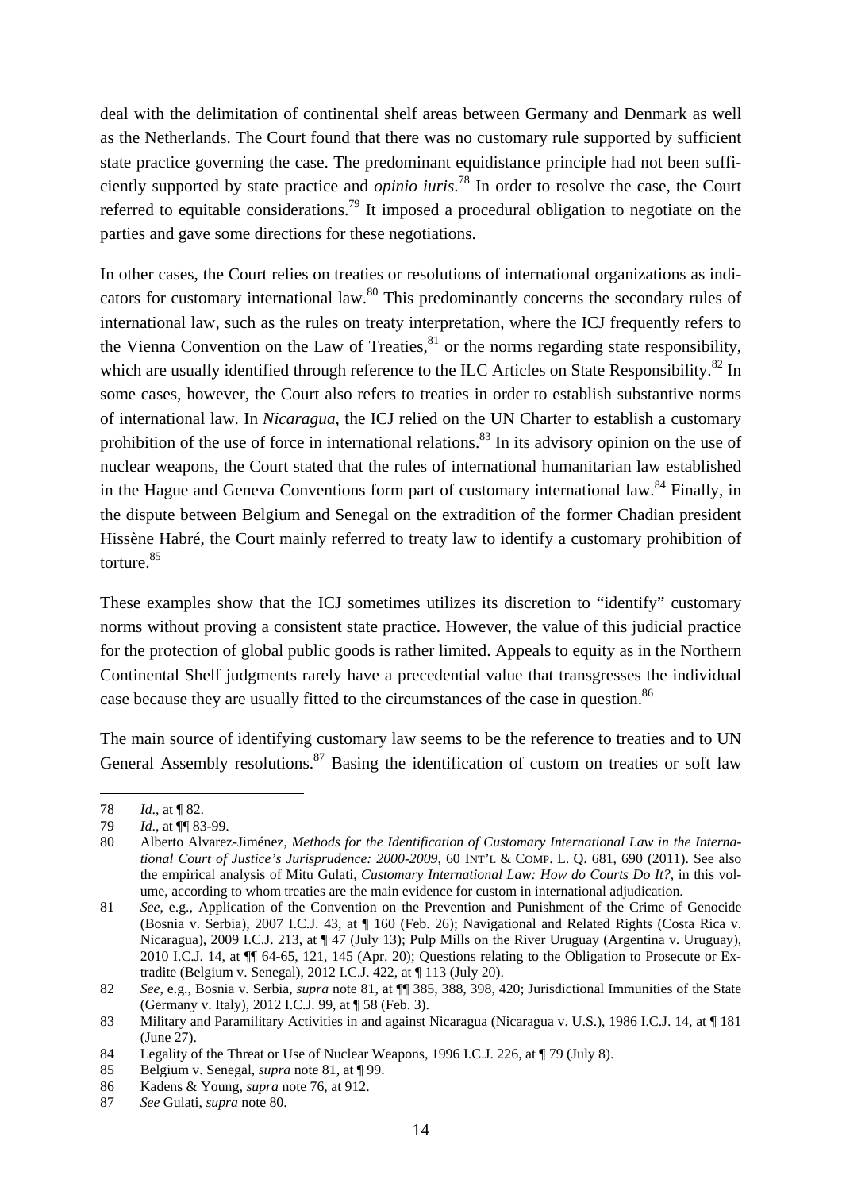deal with the delimitation of continental shelf areas between Germany and Denmark as well as the Netherlands. The Court found that there was no customary rule supported by sufficient state practice governing the case. The predominant equidistance principle had not been sufficiently supported by state practice and *opinio iuris*.[78] In order to resolve the case, the Court referred to equitable considerations.[79] It imposed a procedural obligation to negotiate on the parties and gave some directions for these negotiations.

In other cases, the Court relies on treaties or resolutions of international organizations as indicators for customary international law.[80] This predominantly concerns the secondary rules of international law, such as the rules on treaty interpretation, where the ICJ frequently refers to the Vienna Convention on the Law of Treaties,[81] or the norms regarding state responsibility, which are usually identified through reference to the ILC Articles on State Responsibility.[82] In some cases, however, the Court also refers to treaties in order to establish substantive norms of international law. In *Nicaragua*, the ICJ relied on the UN Charter to establish a customary prohibition of the use of force in international relations.[83] In its advisory opinion on the use of nuclear weapons, the Court stated that the rules of international humanitarian law established in the Hague and Geneva Conventions form part of customary international law.[84] Finally, in the dispute between Belgium and Senegal on the extradition of the former Chadian president Hissène Habré, the Court mainly referred to treaty law to identify a customary prohibition of torture.[85]

These examples show that the ICJ sometimes utilizes its discretion to "identify" customary norms without proving a consistent state practice. However, the value of this judicial practice for the protection of global public goods is rather limited. Appeals to equity as in the Northern Continental Shelf judgments rarely have a precedential value that transgresses the individual case because they are usually fitted to the circumstances of the case in question.[86]

The main source of identifying customary law seems to be the reference to treaties and to UN General Assembly resolutions.[87] Basing the identification of custom on treaties or soft law

---

78 *Id.*, at ¶ 82.

79 *Id.*, at ¶¶ 83-99.

80 Alberto Alvarez-Jiménez, *Methods for the Identification of Customary International Law in the International Court of Justice's Jurisprudence: 2000-2009*, 60 INT'L & COMP. L. Q. 681, 690 (2011). See also the empirical analysis of Mitu Gulati, *Customary International Law: How do Courts Do It?*, in this volume, according to whom treaties are the main evidence for custom in international adjudication.

81 *See*, e.g., Application of the Convention on the Prevention and Punishment of the Crime of Genocide (Bosnia v. Serbia), 2007 I.C.J. 43, at ¶ 160 (Feb. 26); Navigational and Related Rights (Costa Rica v. Nicaragua), 2009 I.C.J. 213, at ¶ 47 (July 13); Pulp Mills on the River Uruguay (Argentina v. Uruguay), 2010 I.C.J. 14, at ¶¶ 64-65, 121, 145 (Apr. 20); Questions relating to the Obligation to Prosecute or Extradite (Belgium v. Senegal), 2012 I.C.J. 422, at ¶ 113 (July 20).

82 *See*, e.g., Bosnia v. Serbia, *supra* note 81, at ¶¶ 385, 388, 398, 420; Jurisdictional Immunities of the State (Germany v. Italy), 2012 I.C.J. 99, at ¶ 58 (Feb. 3).

83 Military and Paramilitary Activities in and against Nicaragua (Nicaragua v. U.S.), 1986 I.C.J. 14, at ¶ 181 (June 27).

84 Legality of the Threat or Use of Nuclear Weapons, 1996 I.C.J. 226, at ¶ 79 (July 8).

85 Belgium v. Senegal, *supra* note 81, at ¶ 99.

86 Kadens & Young, *supra* note 76, at 912.

87 *See* Gulati, *supra* note 80.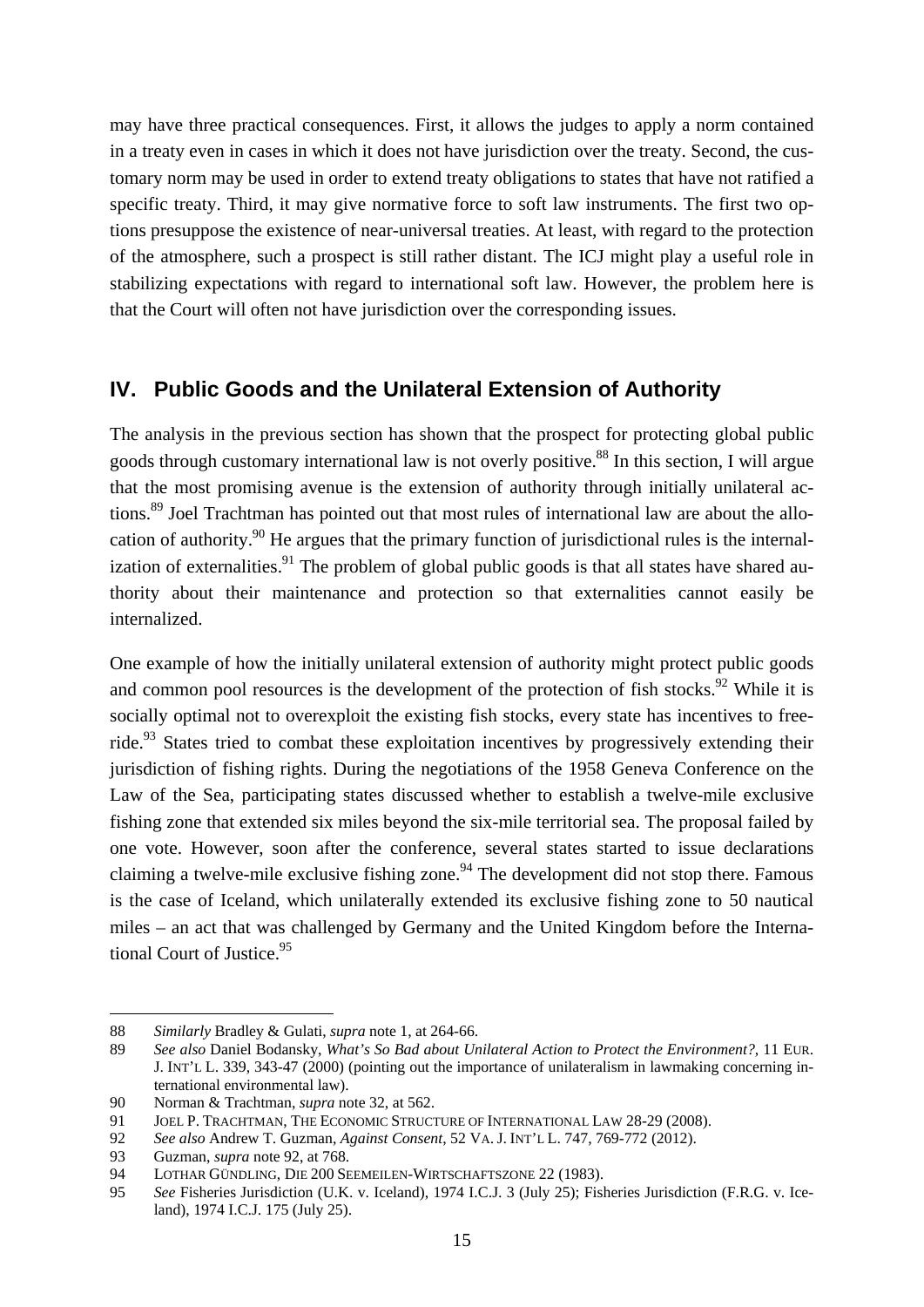may have three practical consequences. First, it allows the judges to apply a norm contained in a treaty even in cases in which it does not have jurisdiction over the treaty. Second, the customary norm may be used in order to extend treaty obligations to states that have not ratified a specific treaty. Third, it may give normative force to soft law instruments. The first two options presuppose the existence of near-universal treaties. At least, with regard to the protection of the atmosphere, such a prospect is still rather distant. The ICJ might play a useful role in stabilizing expectations with regard to international soft law. However, the problem here is that the Court will often not have jurisdiction over the corresponding issues.

## IV. Public Goods and the Unilateral Extension of Authority

The analysis in the previous section has shown that the prospect for protecting global public goods through customary international law is not overly positive.[88] In this section, I will argue that the most promising avenue is the extension of authority through initially unilateral actions.[89] Joel Trachtman has pointed out that most rules of international law are about the allocation of authority.[90] He argues that the primary function of jurisdictional rules is the internalization of externalities.[91] The problem of global public goods is that all states have shared authority about their maintenance and protection so that externalities cannot easily be internalized.

One example of how the initially unilateral extension of authority might protect public goods and common pool resources is the development of the protection of fish stocks.[92] While it is socially optimal not to overexploit the existing fish stocks, every state has incentives to free-ride.[93] States tried to combat these exploitation incentives by progressively extending their jurisdiction of fishing rights. During the negotiations of the 1958 Geneva Conference on the Law of the Sea, participating states discussed whether to establish a twelve-mile exclusive fishing zone that extended six miles beyond the six-mile territorial sea. The proposal failed by one vote. However, soon after the conference, several states started to issue declarations claiming a twelve-mile exclusive fishing zone.[94] The development did not stop there. Famous is the case of Iceland, which unilaterally extended its exclusive fishing zone to 50 nautical miles – an act that was challenged by Germany and the United Kingdom before the International Court of Justice.[95]

---

88 *Similarly* Bradley & Gulati, *supra* note 1, at 264-66.

89 *See also* Daniel Bodansky, *What's So Bad about Unilateral Action to Protect the Environment?*, 11 EUR. J. INT'L L. 339, 343-47 (2000) (pointing out the importance of unilateralism in lawmaking concerning international environmental law).

90 Norman & Trachtman, *supra* note 32, at 562.

91 JOEL P. TRACHTMAN, THE ECONOMIC STRUCTURE OF INTERNATIONAL LAW 28-29 (2008).

92 *See also* Andrew T. Guzman, *Against Consent*, 52 VA. J. INT'L L. 747, 769-772 (2012).

93 Guzman, *supra* note 92, at 768.

94 LOTHAR GÜNDLING, DIE 200 SEEMEILEN-WIRTSCHAFTSZONE 22 (1983).

95 *See* Fisheries Jurisdiction (U.K. v. Iceland), 1974 I.C.J. 3 (July 25); Fisheries Jurisdiction (F.R.G. v. Iceland), 1974 I.C.J. 175 (July 25).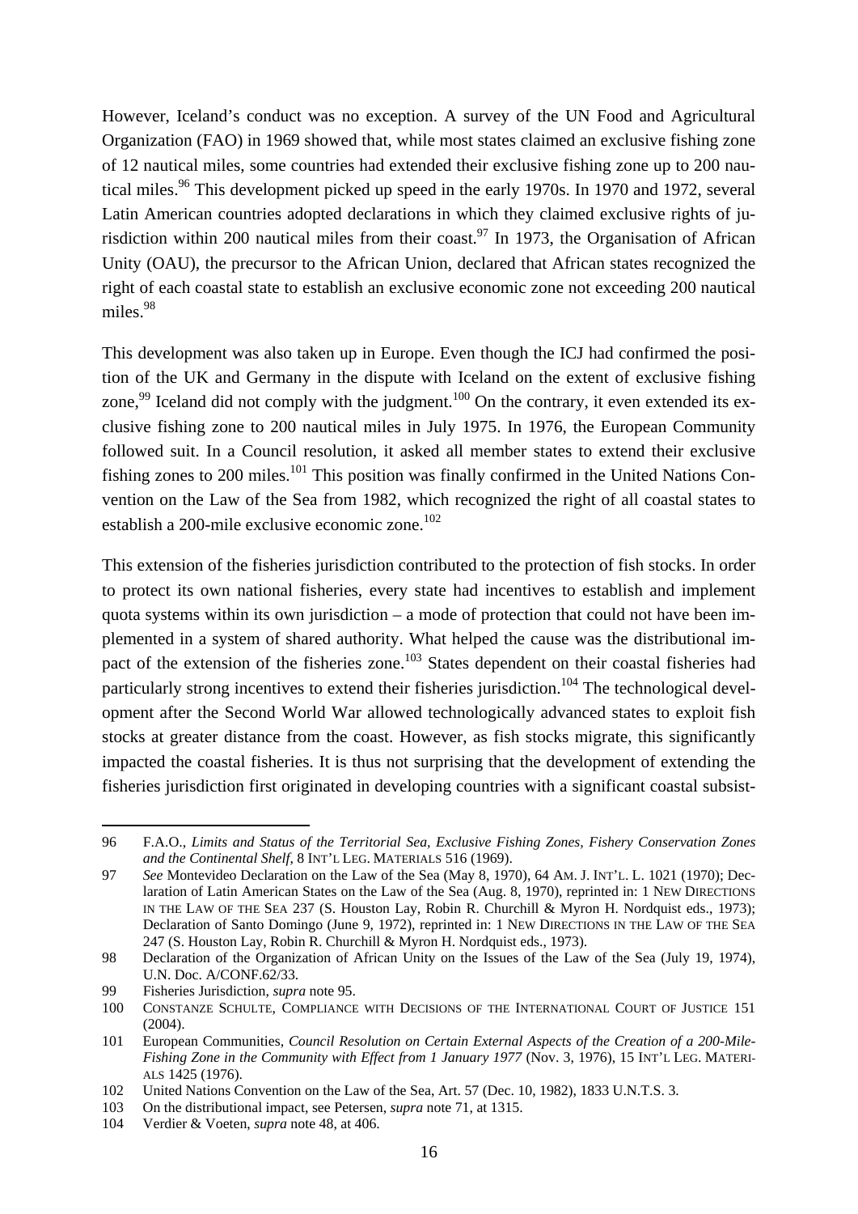However, Iceland's conduct was no exception. A survey of the UN Food and Agricultural Organization (FAO) in 1969 showed that, while most states claimed an exclusive fishing zone of 12 nautical miles, some countries had extended their exclusive fishing zone up to 200 nautical miles.[96] This development picked up speed in the early 1970s. In 1970 and 1972, several Latin American countries adopted declarations in which they claimed exclusive rights of jurisdiction within 200 nautical miles from their coast.[97] In 1973, the Organisation of African Unity (OAU), the precursor to the African Union, declared that African states recognized the right of each coastal state to establish an exclusive economic zone not exceeding 200 nautical miles.[98]

This development was also taken up in Europe. Even though the ICJ had confirmed the position of the UK and Germany in the dispute with Iceland on the extent of exclusive fishing zone,[99] Iceland did not comply with the judgment.[100] On the contrary, it even extended its exclusive fishing zone to 200 nautical miles in July 1975. In 1976, the European Community followed suit. In a Council resolution, it asked all member states to extend their exclusive fishing zones to 200 miles.[101] This position was finally confirmed in the United Nations Convention on the Law of the Sea from 1982, which recognized the right of all coastal states to establish a 200-mile exclusive economic zone.[102]

This extension of the fisheries jurisdiction contributed to the protection of fish stocks. In order to protect its own national fisheries, every state had incentives to establish and implement quota systems within its own jurisdiction – a mode of protection that could not have been implemented in a system of shared authority. What helped the cause was the distributional impact of the extension of the fisheries zone.[103] States dependent on their coastal fisheries had particularly strong incentives to extend their fisheries jurisdiction.[104] The technological development after the Second World War allowed technologically advanced states to exploit fish stocks at greater distance from the coast. However, as fish stocks migrate, this significantly impacted the coastal fisheries. It is thus not surprising that the development of extending the fisheries jurisdiction first originated in developing countries with a significant coastal subsist-

---

96 F.A.O., *Limits and Status of the Territorial Sea, Exclusive Fishing Zones, Fishery Conservation Zones and the Continental Shelf*, 8 INT'L LEG. MATERIALS 516 (1969).

97 *See* Montevideo Declaration on the Law of the Sea (May 8, 1970), 64 AM. J. INT'L. L. 1021 (1970); Declaration of Latin American States on the Law of the Sea (Aug. 8, 1970), reprinted in: 1 NEW DIRECTIONS IN THE LAW OF THE SEA 237 (S. Houston Lay, Robin R. Churchill & Myron H. Nordquist eds., 1973); Declaration of Santo Domingo (June 9, 1972), reprinted in: 1 NEW DIRECTIONS IN THE LAW OF THE SEA 247 (S. Houston Lay, Robin R. Churchill & Myron H. Nordquist eds., 1973).

98 Declaration of the Organization of African Unity on the Issues of the Law of the Sea (July 19, 1974), U.N. Doc. A/CONF.62/33.

99 Fisheries Jurisdiction, *supra* note 95.

100 CONSTANZE SCHULTE, COMPLIANCE WITH DECISIONS OF THE INTERNATIONAL COURT OF JUSTICE 151 (2004).

101 European Communities, *Council Resolution on Certain External Aspects of the Creation of a 200-Mile-Fishing Zone in the Community with Effect from 1 January 1977* (Nov. 3, 1976), 15 INT'L LEG. MATERIALS 1425 (1976).

102 United Nations Convention on the Law of the Sea, Art. 57 (Dec. 10, 1982), 1833 U.N.T.S. 3.

103 On the distributional impact, see Petersen, *supra* note 71, at 1315.

104 Verdier & Voeten, *supra* note 48, at 406.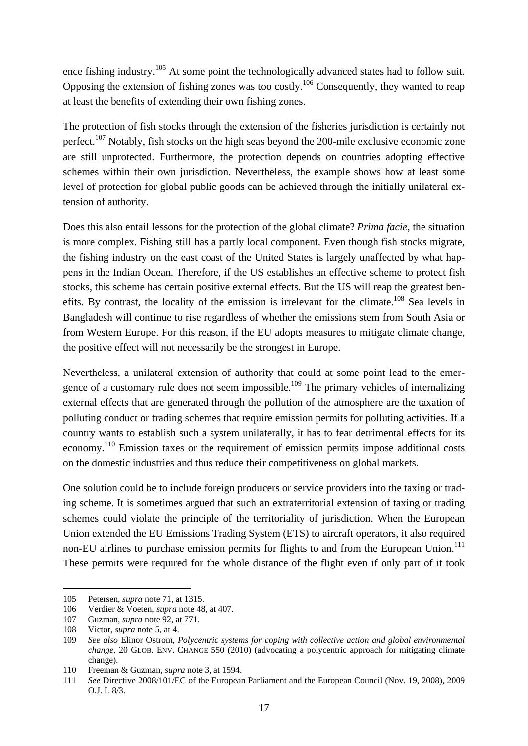ence fishing industry.[105] At some point the technologically advanced states had to follow suit. Opposing the extension of fishing zones was too costly.[106] Consequently, they wanted to reap at least the benefits of extending their own fishing zones.

The protection of fish stocks through the extension of the fisheries jurisdiction is certainly not perfect.[107] Notably, fish stocks on the high seas beyond the 200-mile exclusive economic zone are still unprotected. Furthermore, the protection depends on countries adopting effective schemes within their own jurisdiction. Nevertheless, the example shows how at least some level of protection for global public goods can be achieved through the initially unilateral extension of authority.

Does this also entail lessons for the protection of the global climate? *Prima facie*, the situation is more complex. Fishing still has a partly local component. Even though fish stocks migrate, the fishing industry on the east coast of the United States is largely unaffected by what happens in the Indian Ocean. Therefore, if the US establishes an effective scheme to protect fish stocks, this scheme has certain positive external effects. But the US will reap the greatest benefits. By contrast, the locality of the emission is irrelevant for the climate.[108] Sea levels in Bangladesh will continue to rise regardless of whether the emissions stem from South Asia or from Western Europe. For this reason, if the EU adopts measures to mitigate climate change, the positive effect will not necessarily be the strongest in Europe.

Nevertheless, a unilateral extension of authority that could at some point lead to the emergence of a customary rule does not seem impossible.[109] The primary vehicles of internalizing external effects that are generated through the pollution of the atmosphere are the taxation of polluting conduct or trading schemes that require emission permits for polluting activities. If a country wants to establish such a system unilaterally, it has to fear detrimental effects for its economy.[110] Emission taxes or the requirement of emission permits impose additional costs on the domestic industries and thus reduce their competitiveness on global markets.

One solution could be to include foreign producers or service providers into the taxing or trading scheme. It is sometimes argued that such an extraterritorial extension of taxing or trading schemes could violate the principle of the territoriality of jurisdiction. When the European Union extended the EU Emissions Trading System (ETS) to aircraft operators, it also required non-EU airlines to purchase emission permits for flights to and from the European Union.[111] These permits were required for the whole distance of the flight even if only part of it took

---

105 Petersen, *supra* note 71, at 1315.

106 Verdier & Voeten, *supra* note 48, at 407.

107 Guzman, *supra* note 92, at 771.

108 Victor, *supra* note 5, at 4.

109 *See also* Elinor Ostrom, *Polycentric systems for coping with collective action and global environmental change*, 20 GLOB. ENV. CHANGE 550 (2010) (advocating a polycentric approach for mitigating climate change).

110 Freeman & Guzman, *supra* note 3, at 1594.

111 *See* Directive 2008/101/EC of the European Parliament and the European Council (Nov. 19, 2008), 2009 O.J. L 8/3.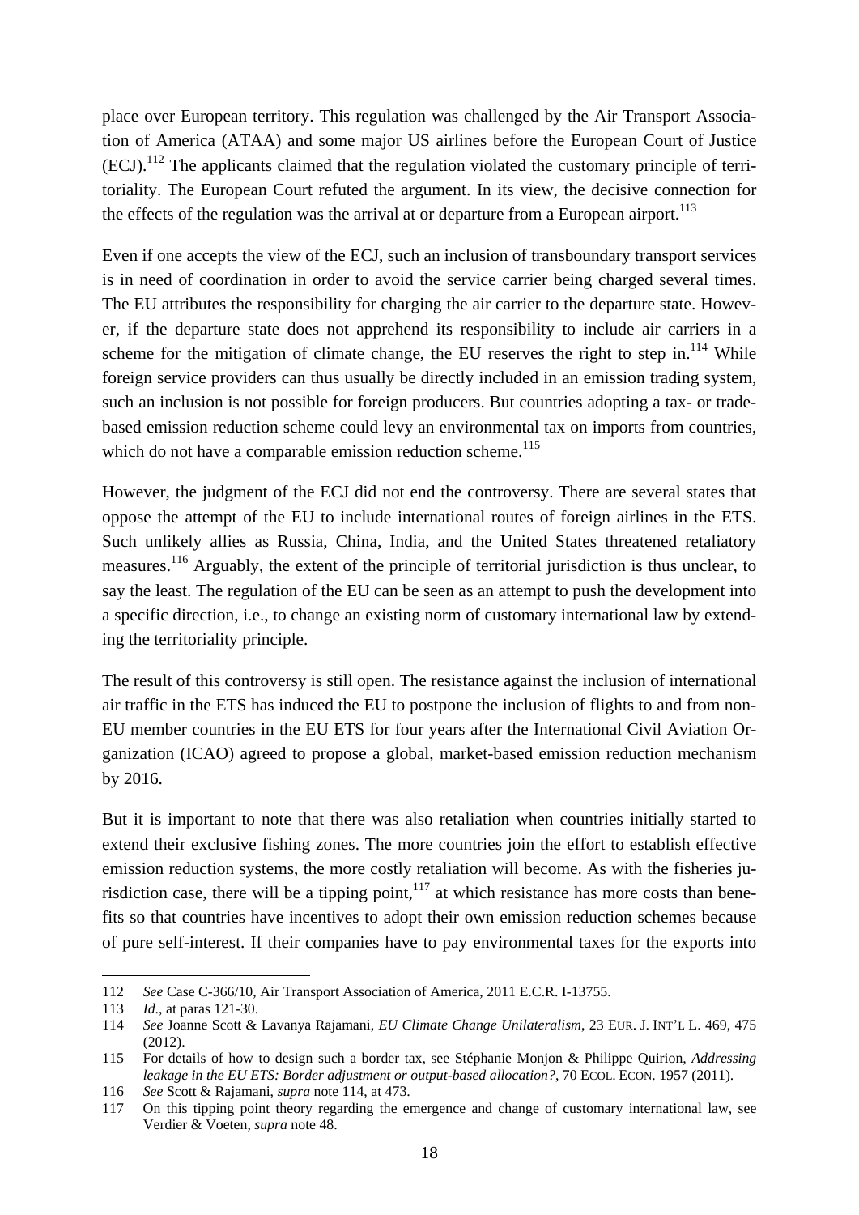place over European territory. This regulation was challenged by the Air Transport Association of America (ATAA) and some major US airlines before the European Court of Justice (ECJ).[112] The applicants claimed that the regulation violated the customary principle of territoriality. The European Court refuted the argument. In its view, the decisive connection for the effects of the regulation was the arrival at or departure from a European airport.[113]

Even if one accepts the view of the ECJ, such an inclusion of transboundary transport services is in need of coordination in order to avoid the service carrier being charged several times. The EU attributes the responsibility for charging the air carrier to the departure state. However, if the departure state does not apprehend its responsibility to include air carriers in a scheme for the mitigation of climate change, the EU reserves the right to step in.[114] While foreign service providers can thus usually be directly included in an emission trading system, such an inclusion is not possible for foreign producers. But countries adopting a tax- or trade-based emission reduction scheme could levy an environmental tax on imports from countries, which do not have a comparable emission reduction scheme.[115]

However, the judgment of the ECJ did not end the controversy. There are several states that oppose the attempt of the EU to include international routes of foreign airlines in the ETS. Such unlikely allies as Russia, China, India, and the United States threatened retaliatory measures.[116] Arguably, the extent of the principle of territorial jurisdiction is thus unclear, to say the least. The regulation of the EU can be seen as an attempt to push the development into a specific direction, i.e., to change an existing norm of customary international law by extending the territoriality principle.

The result of this controversy is still open. The resistance against the inclusion of international air traffic in the ETS has induced the EU to postpone the inclusion of flights to and from non-EU member countries in the EU ETS for four years after the International Civil Aviation Organization (ICAO) agreed to propose a global, market-based emission reduction mechanism by 2016.

But it is important to note that there was also retaliation when countries initially started to extend their exclusive fishing zones. The more countries join the effort to establish effective emission reduction systems, the more costly retaliation will become. As with the fisheries jurisdiction case, there will be a tipping point,[117] at which resistance has more costs than benefits so that countries have incentives to adopt their own emission reduction schemes because of pure self-interest. If their companies have to pay environmental taxes for the exports into

---

112 *See* Case C-366/10, Air Transport Association of America, 2011 E.C.R. I-13755.

113 *Id*., at paras 121-30.

114 *See* Joanne Scott & Lavanya Rajamani, *EU Climate Change Unilateralism*, 23 EUR. J. INT'L L. 469, 475 (2012).

115 For details of how to design such a border tax, see Stéphanie Monjon & Philippe Quirion, *Addressing leakage in the EU ETS: Border adjustment or output-based allocation?*, 70 ECOL. ECON. 1957 (2011).

116 *See* Scott & Rajamani, *supra* note 114, at 473.

117 On this tipping point theory regarding the emergence and change of customary international law, see Verdier & Voeten, *supra* note 48.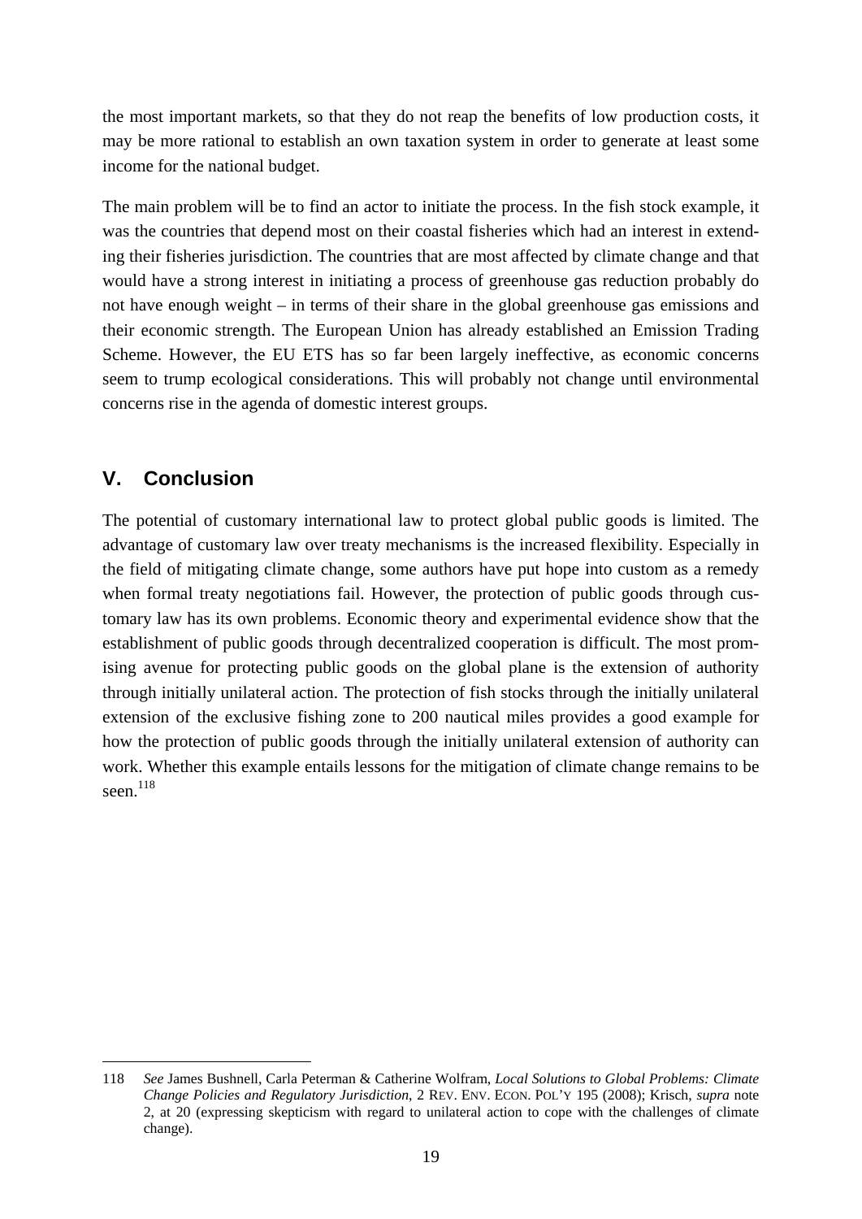the most important markets, so that they do not reap the benefits of low production costs, it may be more rational to establish an own taxation system in order to generate at least some income for the national budget.

The main problem will be to find an actor to initiate the process. In the fish stock example, it was the countries that depend most on their coastal fisheries which had an interest in extending their fisheries jurisdiction. The countries that are most affected by climate change and that would have a strong interest in initiating a process of greenhouse gas reduction probably do not have enough weight – in terms of their share in the global greenhouse gas emissions and their economic strength. The European Union has already established an Emission Trading Scheme. However, the EU ETS has so far been largely ineffective, as economic concerns seem to trump ecological considerations. This will probably not change until environmental concerns rise in the agenda of domestic interest groups.

## V. Conclusion

The potential of customary international law to protect global public goods is limited. The advantage of customary law over treaty mechanisms is the increased flexibility. Especially in the field of mitigating climate change, some authors have put hope into custom as a remedy when formal treaty negotiations fail. However, the protection of public goods through customary law has its own problems. Economic theory and experimental evidence show that the establishment of public goods through decentralized cooperation is difficult. The most promising avenue for protecting public goods on the global plane is the extension of authority through initially unilateral action. The protection of fish stocks through the initially unilateral extension of the exclusive fishing zone to 200 nautical miles provides a good example for how the protection of public goods through the initially unilateral extension of authority can work. Whether this example entails lessons for the mitigation of climate change remains to be seen.[118]

---

118 *See* James Bushnell, Carla Peterman & Catherine Wolfram, *Local Solutions to Global Problems: Climate Change Policies and Regulatory Jurisdiction*, 2 REV. ENV. ECON. POL'Y 195 (2008); Krisch, *supra* note 2, at 20 (expressing skepticism with regard to unilateral action to cope with the challenges of climate change).